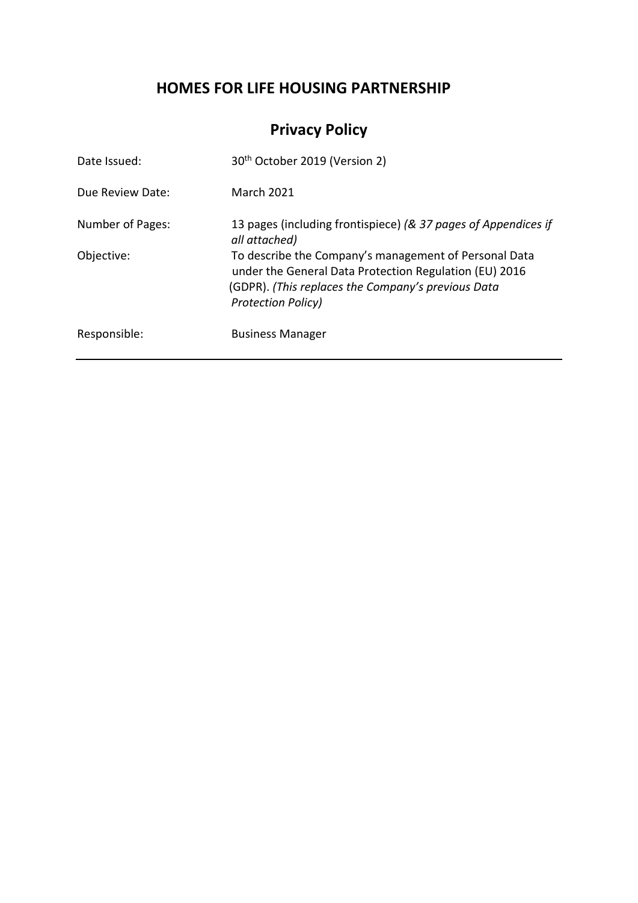# HOMES FOR LIFE HOUSING PARTNERSHIP

## Privacy Policy

| | |
|---|---|
| Date Issued: | 30th October 2019 (Version 2) |
| Due Review Date: | March 2021 |
| Number of Pages: | 13 pages (including frontispiece) *(& 37 pages of Appendices if all attached)* |
| Objective: | To describe the Company's management of Personal Data under the General Data Protection Regulation (EU) 2016 (GDPR). *(This replaces the Company's previous Data Protection Policy)* |
| Responsible: | Business Manager |

---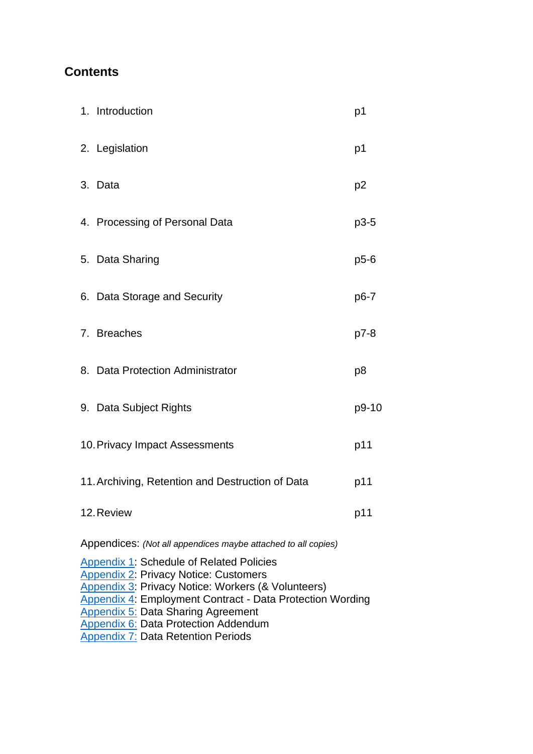## Contents

| | |
|---|---|
| 1. Introduction | p1 |
| 2. Legislation | p1 |
| 3. Data | p2 |
| 4. Processing of Personal Data | p3-5 |
| 5. Data Sharing | p5-6 |
| 6. Data Storage and Security | p6-7 |
| 7. Breaches | p7-8 |
| 8. Data Protection Administrator | p8 |
| 9. Data Subject Rights | p9-10 |
| 10. Privacy Impact Assessments | p11 |
| 11. Archiving, Retention and Destruction of Data | p11 |
| 12. Review | p11 |

Appendices: *(Not all appendices maybe attached to all copies)*

Appendix 1: Schedule of Related Policies  
Appendix 2: Privacy Notice: Customers  
Appendix 3: Privacy Notice: Workers (& Volunteers)  
Appendix 4: Employment Contract - Data Protection Wording  
Appendix 5: Data Sharing Agreement  
Appendix 6: Data Protection Addendum  
Appendix 7: Data Retention Periods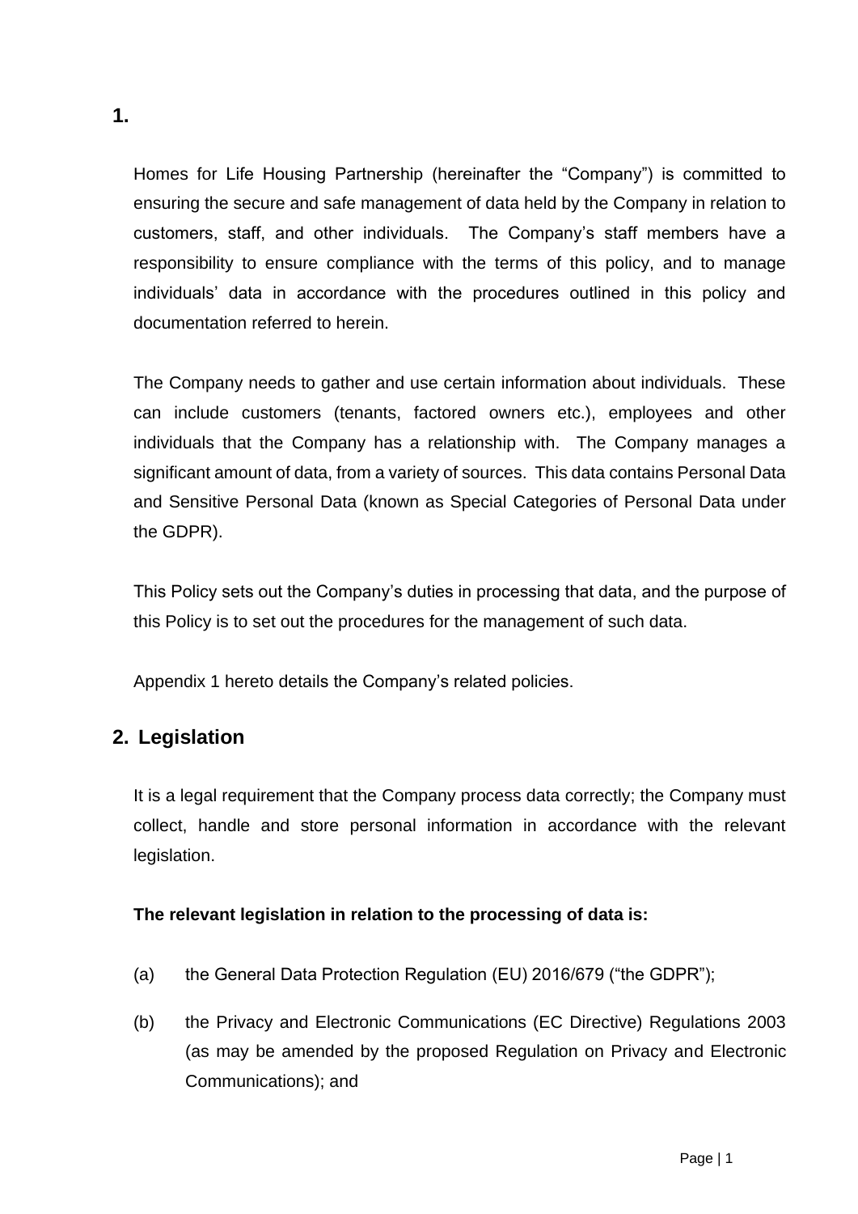## 1.

Homes for Life Housing Partnership (hereinafter the "Company") is committed to ensuring the secure and safe management of data held by the Company in relation to customers, staff, and other individuals. The Company's staff members have a responsibility to ensure compliance with the terms of this policy, and to manage individuals' data in accordance with the procedures outlined in this policy and documentation referred to herein.

The Company needs to gather and use certain information about individuals. These can include customers (tenants, factored owners etc.), employees and other individuals that the Company has a relationship with. The Company manages a significant amount of data, from a variety of sources. This data contains Personal Data and Sensitive Personal Data (known as Special Categories of Personal Data under the GDPR).

This Policy sets out the Company's duties in processing that data, and the purpose of this Policy is to set out the procedures for the management of such data.

Appendix 1 hereto details the Company's related policies.

## 2. Legislation

It is a legal requirement that the Company process data correctly; the Company must collect, handle and store personal information in accordance with the relevant legislation.

**The relevant legislation in relation to the processing of data is:**

(a) the General Data Protection Regulation (EU) 2016/679 ("the GDPR");

(b) the Privacy and Electronic Communications (EC Directive) Regulations 2003 (as may be amended by the proposed Regulation on Privacy and Electronic Communications); and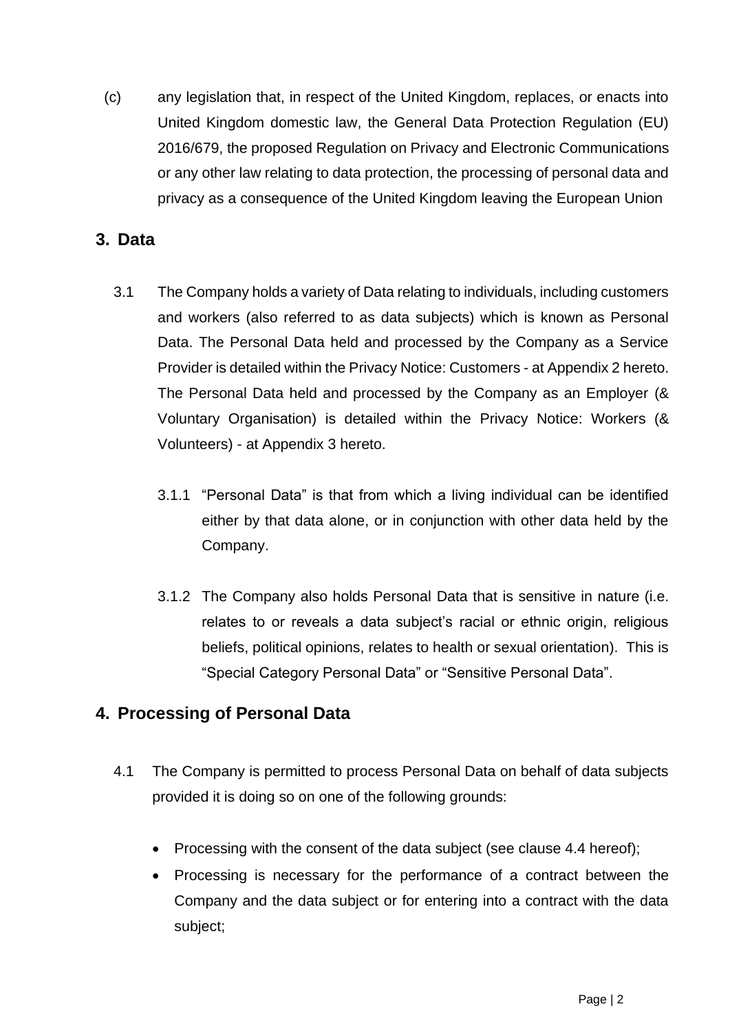(c) any legislation that, in respect of the United Kingdom, replaces, or enacts into United Kingdom domestic law, the General Data Protection Regulation (EU) 2016/679, the proposed Regulation on Privacy and Electronic Communications or any other law relating to data protection, the processing of personal data and privacy as a consequence of the United Kingdom leaving the European Union

## 3. Data

3.1 The Company holds a variety of Data relating to individuals, including customers and workers (also referred to as data subjects) which is known as Personal Data. The Personal Data held and processed by the Company as a Service Provider is detailed within the Privacy Notice: Customers - at Appendix 2 hereto. The Personal Data held and processed by the Company as an Employer (& Voluntary Organisation) is detailed within the Privacy Notice: Workers (& Volunteers) - at Appendix 3 hereto.

3.1.1 "Personal Data" is that from which a living individual can be identified either by that data alone, or in conjunction with other data held by the Company.

3.1.2 The Company also holds Personal Data that is sensitive in nature (i.e. relates to or reveals a data subject's racial or ethnic origin, religious beliefs, political opinions, relates to health or sexual orientation). This is "Special Category Personal Data" or "Sensitive Personal Data".

## 4. Processing of Personal Data

4.1 The Company is permitted to process Personal Data on behalf of data subjects provided it is doing so on one of the following grounds:

- Processing with the consent of the data subject (see clause 4.4 hereof);
- Processing is necessary for the performance of a contract between the Company and the data subject or for entering into a contract with the data subject;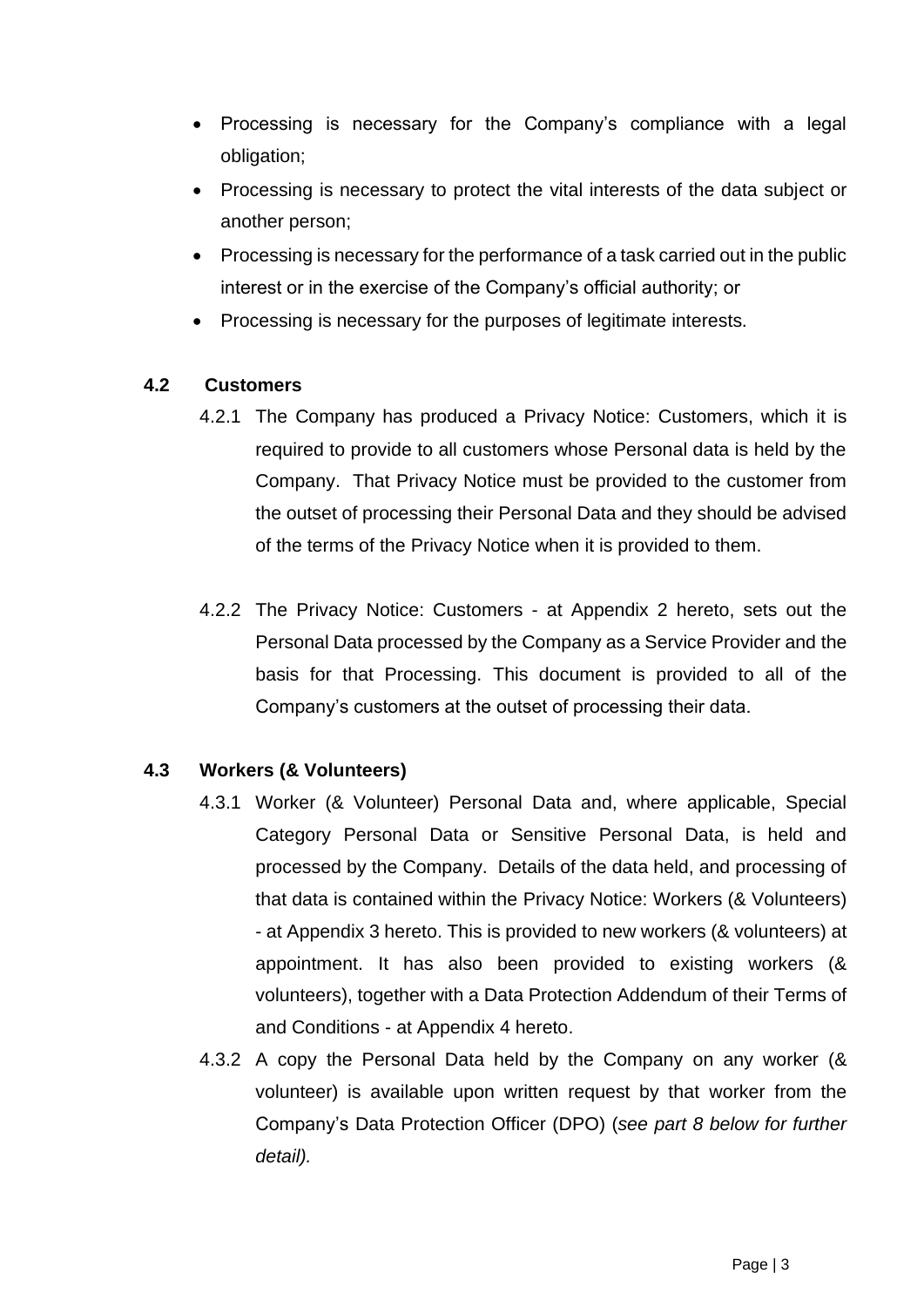- Processing is necessary for the Company's compliance with a legal obligation;
- Processing is necessary to protect the vital interests of the data subject or another person;
- Processing is necessary for the performance of a task carried out in the public interest or in the exercise of the Company's official authority; or
- Processing is necessary for the purposes of legitimate interests.

### 4.2 Customers

4.2.1 The Company has produced a Privacy Notice: Customers, which it is required to provide to all customers whose Personal data is held by the Company. That Privacy Notice must be provided to the customer from the outset of processing their Personal Data and they should be advised of the terms of the Privacy Notice when it is provided to them.

4.2.2 The Privacy Notice: Customers - at Appendix 2 hereto, sets out the Personal Data processed by the Company as a Service Provider and the basis for that Processing. This document is provided to all of the Company's customers at the outset of processing their data.

### 4.3 Workers (& Volunteers)

4.3.1 Worker (& Volunteer) Personal Data and, where applicable, Special Category Personal Data or Sensitive Personal Data, is held and processed by the Company. Details of the data held, and processing of that data is contained within the Privacy Notice: Workers (& Volunteers) - at Appendix 3 hereto. This is provided to new workers (& volunteers) at appointment. It has also been provided to existing workers (& volunteers), together with a Data Protection Addendum of their Terms of and Conditions - at Appendix 4 hereto.

4.3.2 A copy the Personal Data held by the Company on any worker (& volunteer) is available upon written request by that worker from the Company's Data Protection Officer (DPO) (*see part 8 below for further detail).*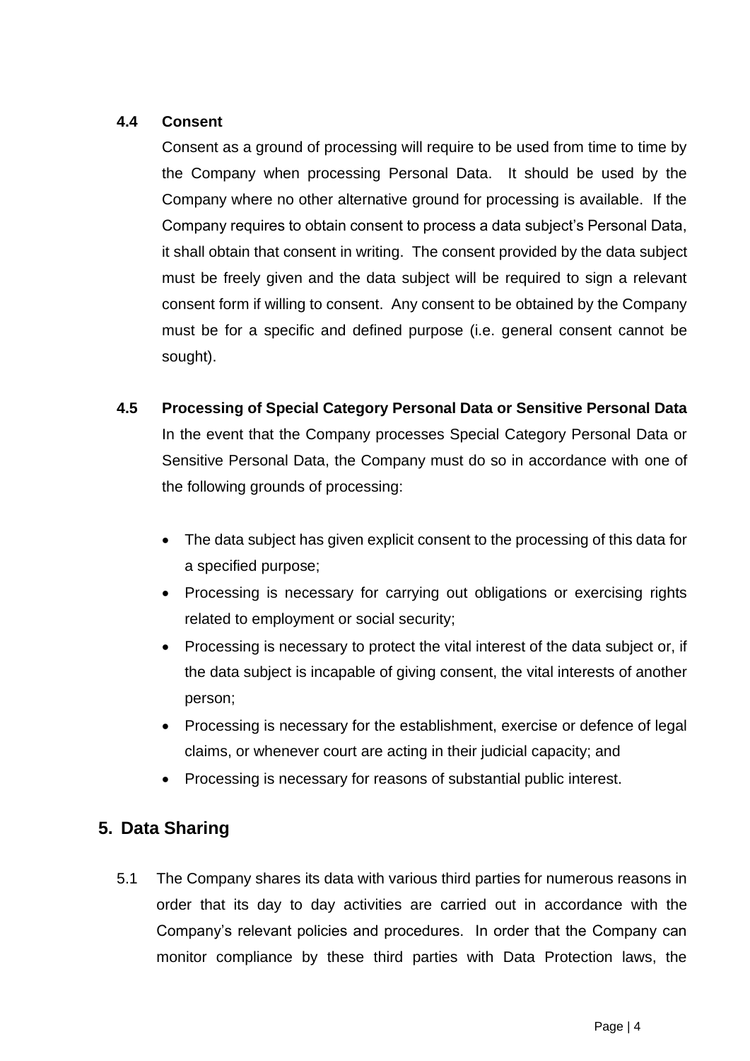### 4.4 Consent

Consent as a ground of processing will require to be used from time to time by the Company when processing Personal Data. It should be used by the Company where no other alternative ground for processing is available. If the Company requires to obtain consent to process a data subject's Personal Data, it shall obtain that consent in writing. The consent provided by the data subject must be freely given and the data subject will be required to sign a relevant consent form if willing to consent. Any consent to be obtained by the Company must be for a specific and defined purpose (i.e. general consent cannot be sought).

### 4.5 Processing of Special Category Personal Data or Sensitive Personal Data

In the event that the Company processes Special Category Personal Data or Sensitive Personal Data, the Company must do so in accordance with one of the following grounds of processing:

- The data subject has given explicit consent to the processing of this data for a specified purpose;
- Processing is necessary for carrying out obligations or exercising rights related to employment or social security;
- Processing is necessary to protect the vital interest of the data subject or, if the data subject is incapable of giving consent, the vital interests of another person;
- Processing is necessary for the establishment, exercise or defence of legal claims, or whenever court are acting in their judicial capacity; and
- Processing is necessary for reasons of substantial public interest.

## 5. Data Sharing

5.1 The Company shares its data with various third parties for numerous reasons in order that its day to day activities are carried out in accordance with the Company's relevant policies and procedures. In order that the Company can monitor compliance by these third parties with Data Protection laws, the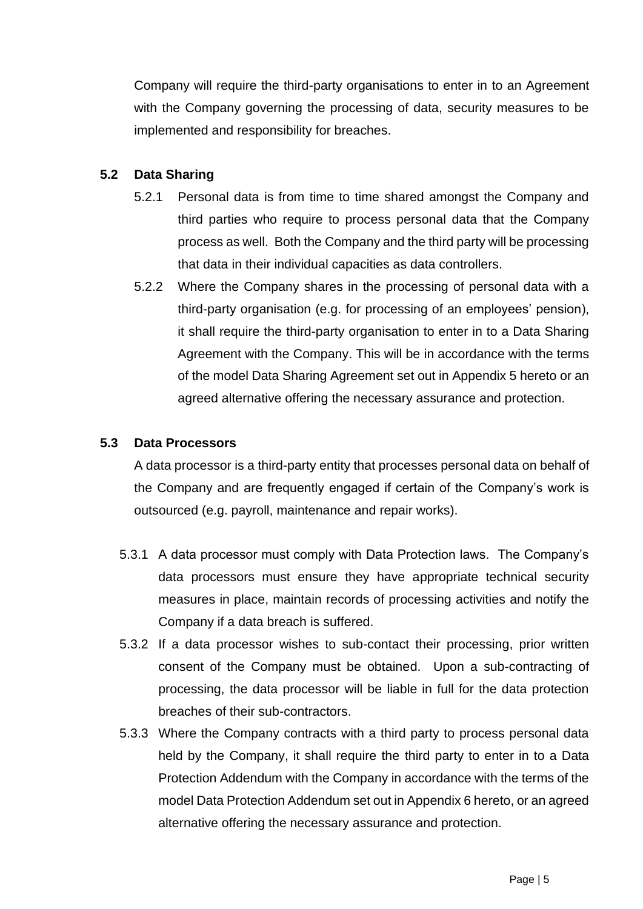Company will require the third-party organisations to enter in to an Agreement with the Company governing the processing of data, security measures to be implemented and responsibility for breaches.

### 5.2 Data Sharing

5.2.1 Personal data is from time to time shared amongst the Company and third parties who require to process personal data that the Company process as well. Both the Company and the third party will be processing that data in their individual capacities as data controllers.

5.2.2 Where the Company shares in the processing of personal data with a third-party organisation (e.g. for processing of an employees' pension), it shall require the third-party organisation to enter in to a Data Sharing Agreement with the Company. This will be in accordance with the terms of the model Data Sharing Agreement set out in Appendix 5 hereto or an agreed alternative offering the necessary assurance and protection.

### 5.3 Data Processors

A data processor is a third-party entity that processes personal data on behalf of the Company and are frequently engaged if certain of the Company's work is outsourced (e.g. payroll, maintenance and repair works).

5.3.1 A data processor must comply with Data Protection laws. The Company's data processors must ensure they have appropriate technical security measures in place, maintain records of processing activities and notify the Company if a data breach is suffered.

5.3.2 If a data processor wishes to sub-contact their processing, prior written consent of the Company must be obtained. Upon a sub-contracting of processing, the data processor will be liable in full for the data protection breaches of their sub-contractors.

5.3.3 Where the Company contracts with a third party to process personal data held by the Company, it shall require the third party to enter in to a Data Protection Addendum with the Company in accordance with the terms of the model Data Protection Addendum set out in Appendix 6 hereto, or an agreed alternative offering the necessary assurance and protection.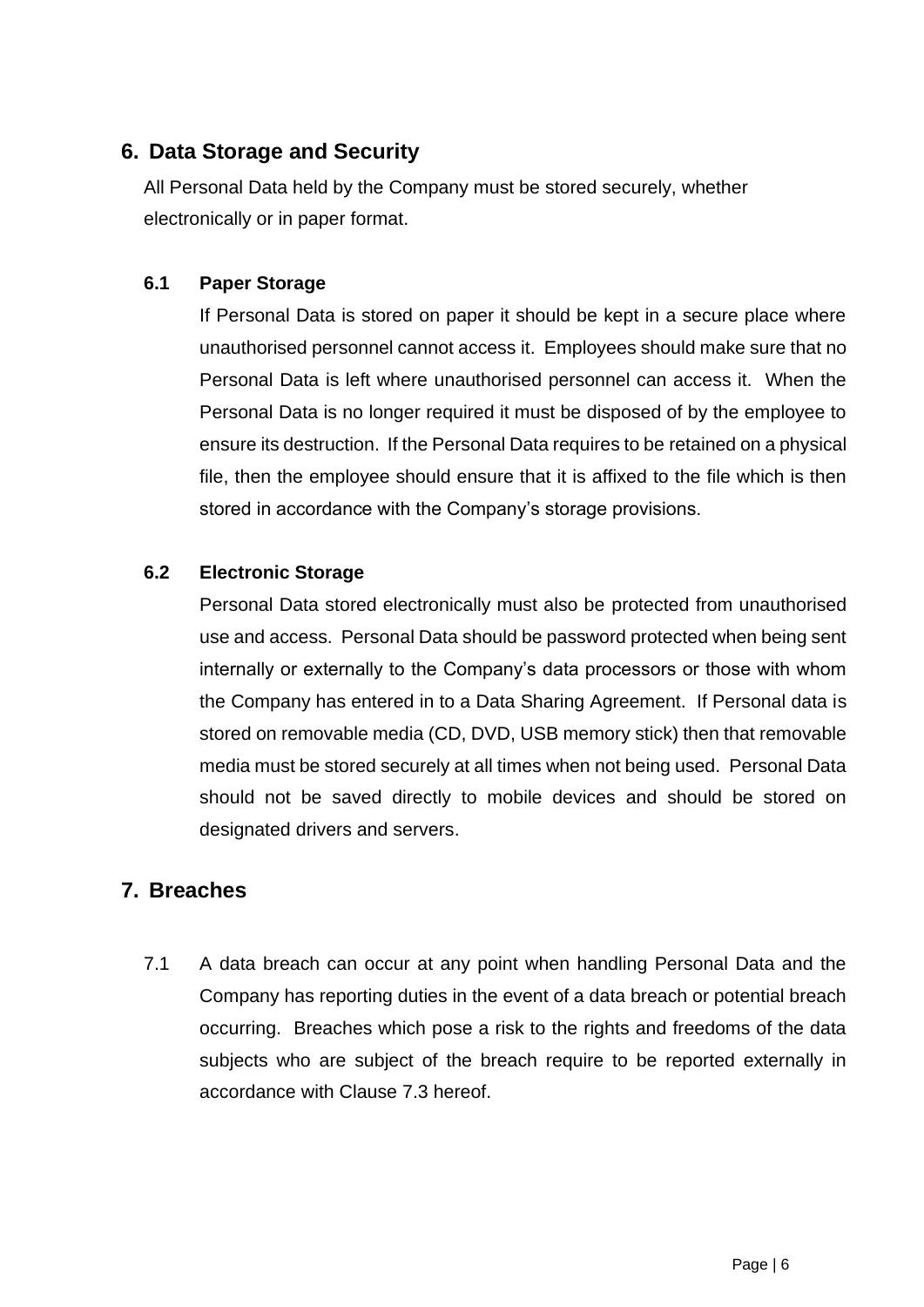## 6. Data Storage and Security

All Personal Data held by the Company must be stored securely, whether electronically or in paper format.

### 6.1 Paper Storage

If Personal Data is stored on paper it should be kept in a secure place where unauthorised personnel cannot access it. Employees should make sure that no Personal Data is left where unauthorised personnel can access it. When the Personal Data is no longer required it must be disposed of by the employee to ensure its destruction. If the Personal Data requires to be retained on a physical file, then the employee should ensure that it is affixed to the file which is then stored in accordance with the Company's storage provisions.

### 6.2 Electronic Storage

Personal Data stored electronically must also be protected from unauthorised use and access. Personal Data should be password protected when being sent internally or externally to the Company's data processors or those with whom the Company has entered in to a Data Sharing Agreement. If Personal data is stored on removable media (CD, DVD, USB memory stick) then that removable media must be stored securely at all times when not being used. Personal Data should not be saved directly to mobile devices and should be stored on designated drivers and servers.

## 7. Breaches

7.1 A data breach can occur at any point when handling Personal Data and the Company has reporting duties in the event of a data breach or potential breach occurring. Breaches which pose a risk to the rights and freedoms of the data subjects who are subject of the breach require to be reported externally in accordance with Clause 7.3 hereof.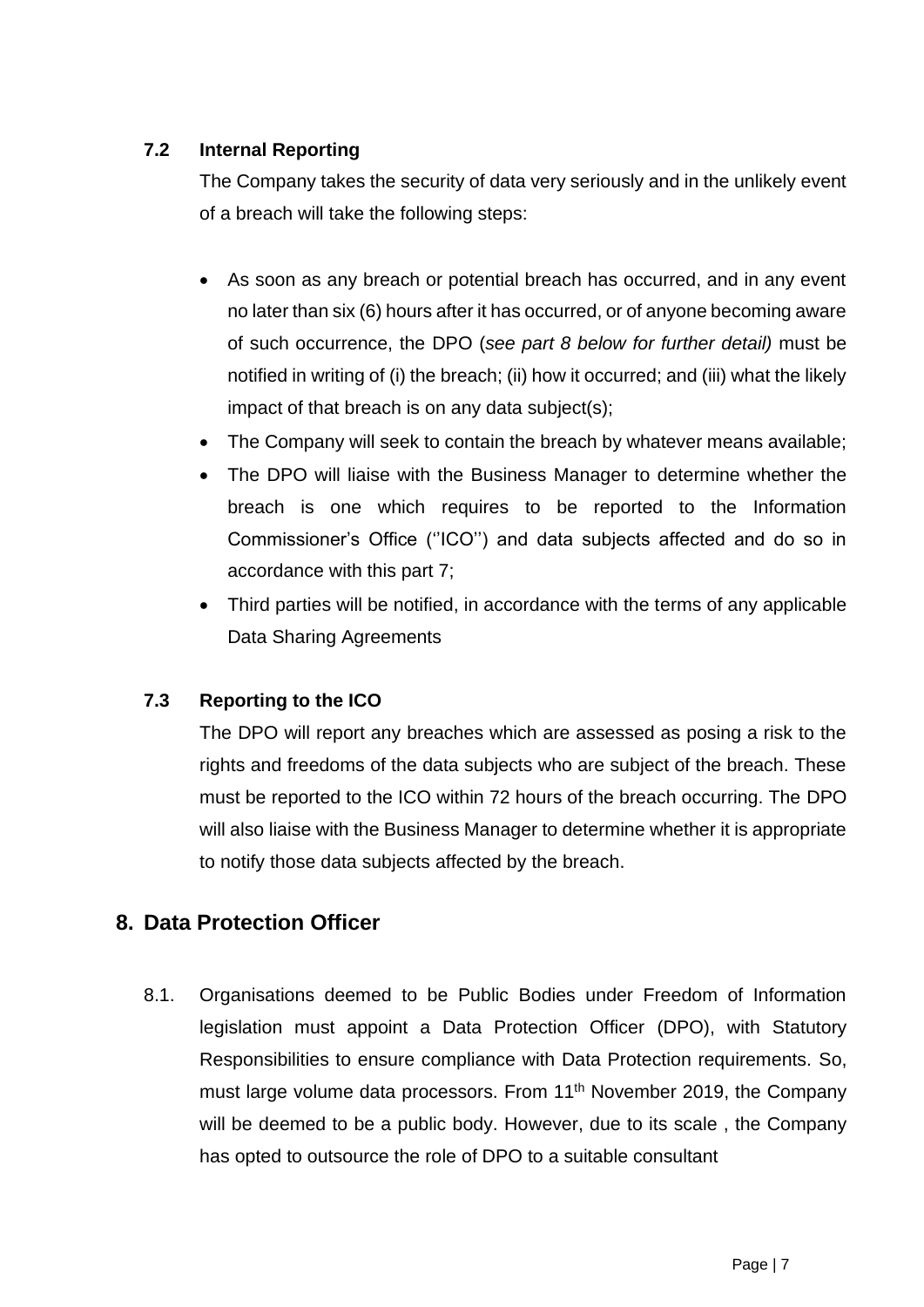### 7.2 Internal Reporting

The Company takes the security of data very seriously and in the unlikely event of a breach will take the following steps:

- As soon as any breach or potential breach has occurred, and in any event no later than six (6) hours after it has occurred, or of anyone becoming aware of such occurrence, the DPO (*see part 8 below for further detail)* must be notified in writing of (i) the breach; (ii) how it occurred; and (iii) what the likely impact of that breach is on any data subject(s);
- The Company will seek to contain the breach by whatever means available;
- The DPO will liaise with the Business Manager to determine whether the breach is one which requires to be reported to the Information Commissioner's Office (''ICO'') and data subjects affected and do so in accordance with this part 7;
- Third parties will be notified, in accordance with the terms of any applicable Data Sharing Agreements

### 7.3 Reporting to the ICO

The DPO will report any breaches which are assessed as posing a risk to the rights and freedoms of the data subjects who are subject of the breach. These must be reported to the ICO within 72 hours of the breach occurring. The DPO will also liaise with the Business Manager to determine whether it is appropriate to notify those data subjects affected by the breach.

## 8. Data Protection Officer

8.1. Organisations deemed to be Public Bodies under Freedom of Information legislation must appoint a Data Protection Officer (DPO), with Statutory Responsibilities to ensure compliance with Data Protection requirements. So, must large volume data processors. From 11th November 2019, the Company will be deemed to be a public body. However, due to its scale , the Company has opted to outsource the role of DPO to a suitable consultant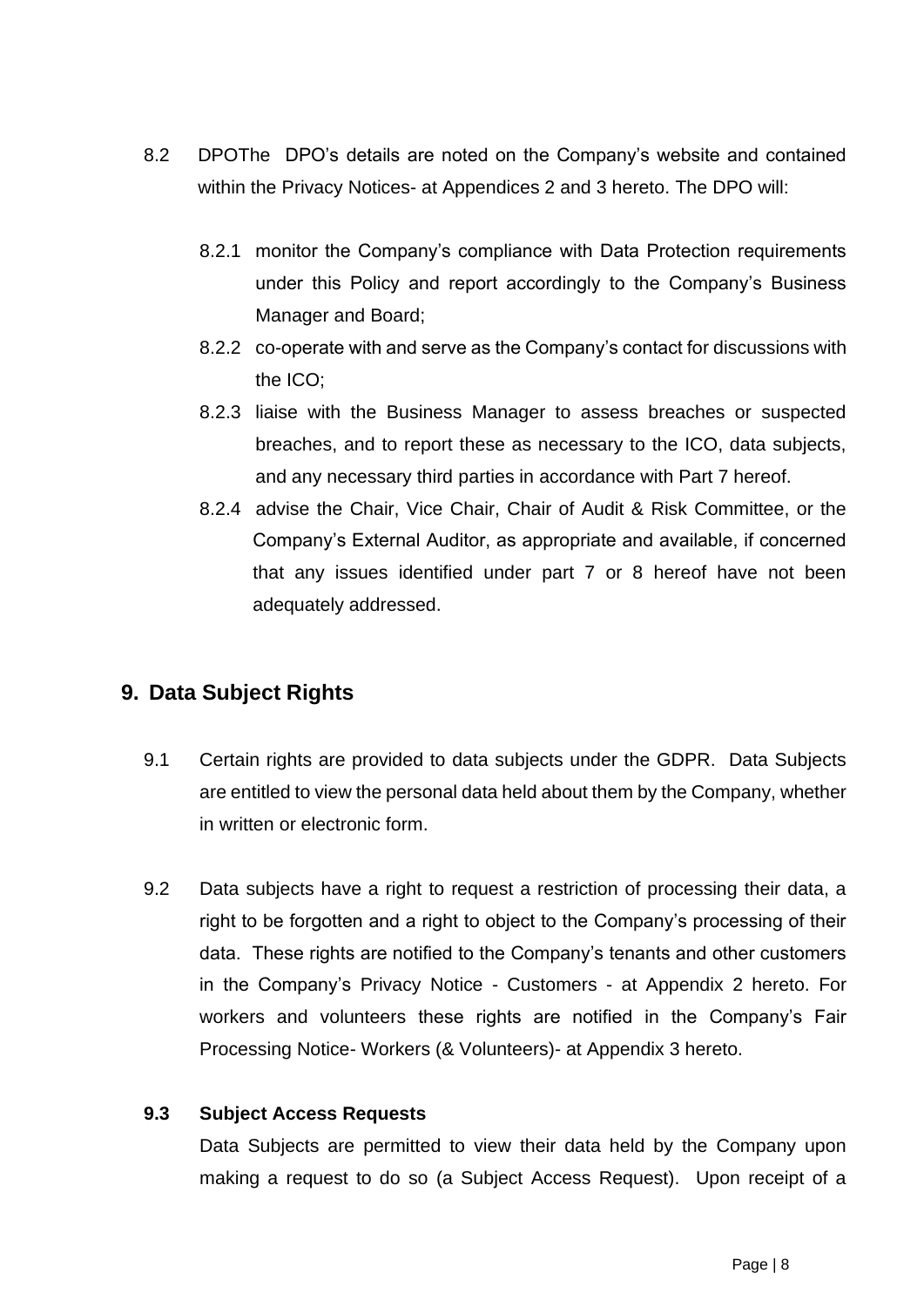8.2 DPOThe DPO's details are noted on the Company's website and contained within the Privacy Notices- at Appendices 2 and 3 hereto. The DPO will:

8.2.1 monitor the Company's compliance with Data Protection requirements under this Policy and report accordingly to the Company's Business Manager and Board;

8.2.2 co-operate with and serve as the Company's contact for discussions with the ICO;

8.2.3 liaise with the Business Manager to assess breaches or suspected breaches, and to report these as necessary to the ICO, data subjects, and any necessary third parties in accordance with Part 7 hereof.

8.2.4 advise the Chair, Vice Chair, Chair of Audit & Risk Committee, or the Company's External Auditor, as appropriate and available, if concerned that any issues identified under part 7 or 8 hereof have not been adequately addressed.

## 9. Data Subject Rights

9.1 Certain rights are provided to data subjects under the GDPR. Data Subjects are entitled to view the personal data held about them by the Company, whether in written or electronic form.

9.2 Data subjects have a right to request a restriction of processing their data, a right to be forgotten and a right to object to the Company's processing of their data. These rights are notified to the Company's tenants and other customers in the Company's Privacy Notice - Customers - at Appendix 2 hereto. For workers and volunteers these rights are notified in the Company's Fair Processing Notice- Workers (& Volunteers)- at Appendix 3 hereto.

**9.3 Subject Access Requests**

Data Subjects are permitted to view their data held by the Company upon making a request to do so (a Subject Access Request). Upon receipt of a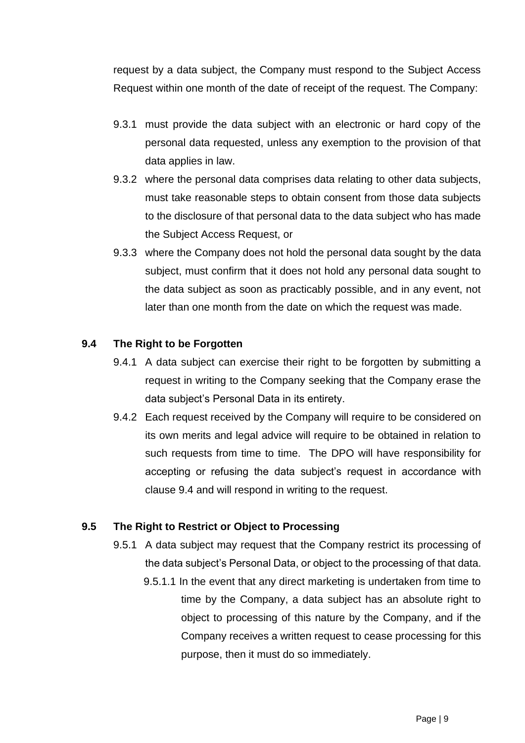request by a data subject, the Company must respond to the Subject Access Request within one month of the date of receipt of the request. The Company:

9.3.1 must provide the data subject with an electronic or hard copy of the personal data requested, unless any exemption to the provision of that data applies in law.

9.3.2 where the personal data comprises data relating to other data subjects, must take reasonable steps to obtain consent from those data subjects to the disclosure of that personal data to the data subject who has made the Subject Access Request, or

9.3.3 where the Company does not hold the personal data sought by the data subject, must confirm that it does not hold any personal data sought to the data subject as soon as practicably possible, and in any event, not later than one month from the date on which the request was made.

### 9.4 The Right to be Forgotten

9.4.1 A data subject can exercise their right to be forgotten by submitting a request in writing to the Company seeking that the Company erase the data subject's Personal Data in its entirety.

9.4.2 Each request received by the Company will require to be considered on its own merits and legal advice will require to be obtained in relation to such requests from time to time. The DPO will have responsibility for accepting or refusing the data subject's request in accordance with clause 9.4 and will respond in writing to the request.

### 9.5 The Right to Restrict or Object to Processing

9.5.1 A data subject may request that the Company restrict its processing of the data subject's Personal Data, or object to the processing of that data.

9.5.1.1 In the event that any direct marketing is undertaken from time to time by the Company, a data subject has an absolute right to object to processing of this nature by the Company, and if the Company receives a written request to cease processing for this purpose, then it must do so immediately.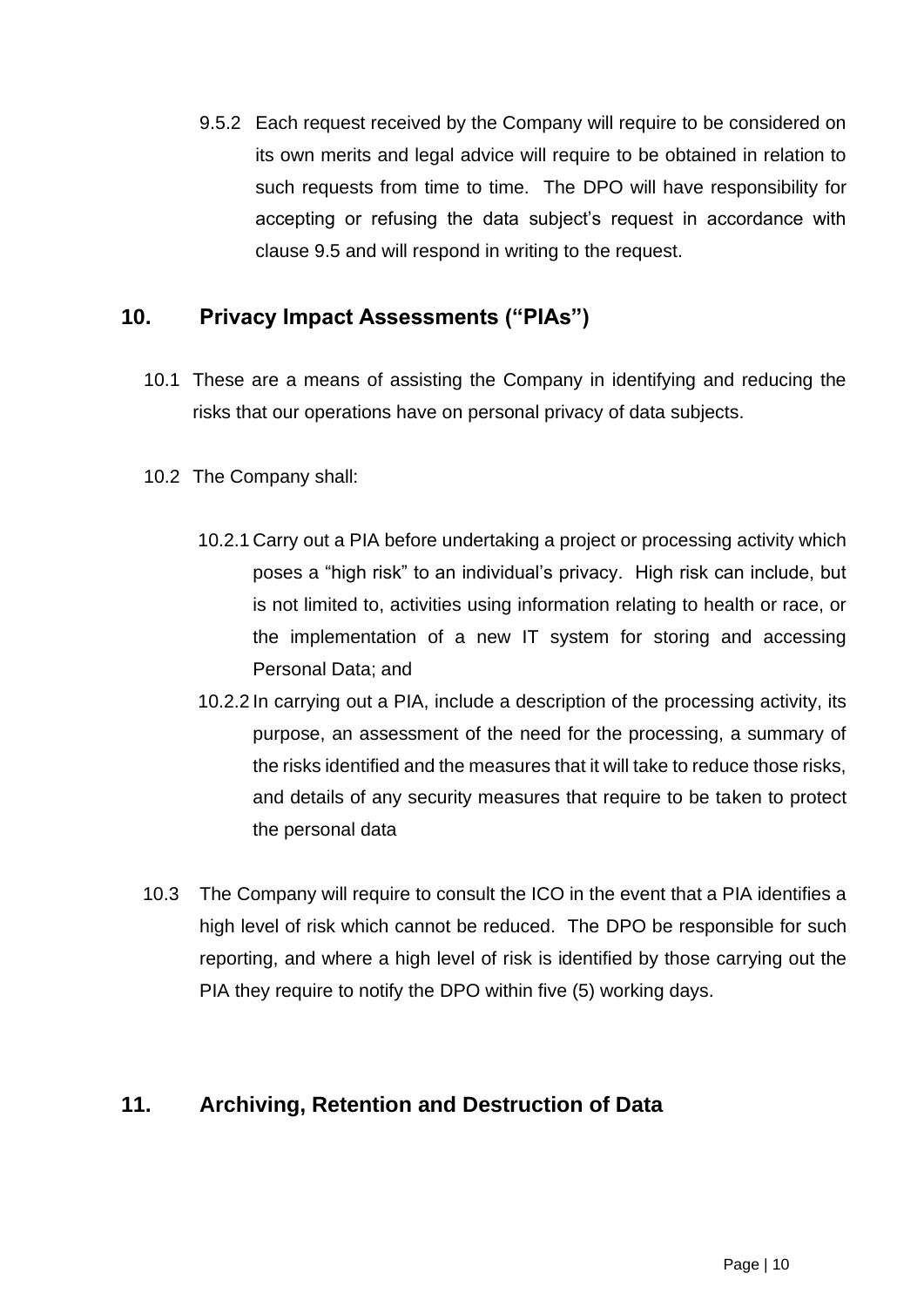9.5.2 Each request received by the Company will require to be considered on its own merits and legal advice will require to be obtained in relation to such requests from time to time. The DPO will have responsibility for accepting or refusing the data subject's request in accordance with clause 9.5 and will respond in writing to the request.

## 10. Privacy Impact Assessments ("PIAs")

10.1 These are a means of assisting the Company in identifying and reducing the risks that our operations have on personal privacy of data subjects.

10.2 The Company shall:

10.2.1 Carry out a PIA before undertaking a project or processing activity which poses a "high risk" to an individual's privacy. High risk can include, but is not limited to, activities using information relating to health or race, or the implementation of a new IT system for storing and accessing Personal Data; and

10.2.2 In carrying out a PIA, include a description of the processing activity, its purpose, an assessment of the need for the processing, a summary of the risks identified and the measures that it will take to reduce those risks, and details of any security measures that require to be taken to protect the personal data

10.3 The Company will require to consult the ICO in the event that a PIA identifies a high level of risk which cannot be reduced. The DPO be responsible for such reporting, and where a high level of risk is identified by those carrying out the PIA they require to notify the DPO within five (5) working days.

## 11. Archiving, Retention and Destruction of Data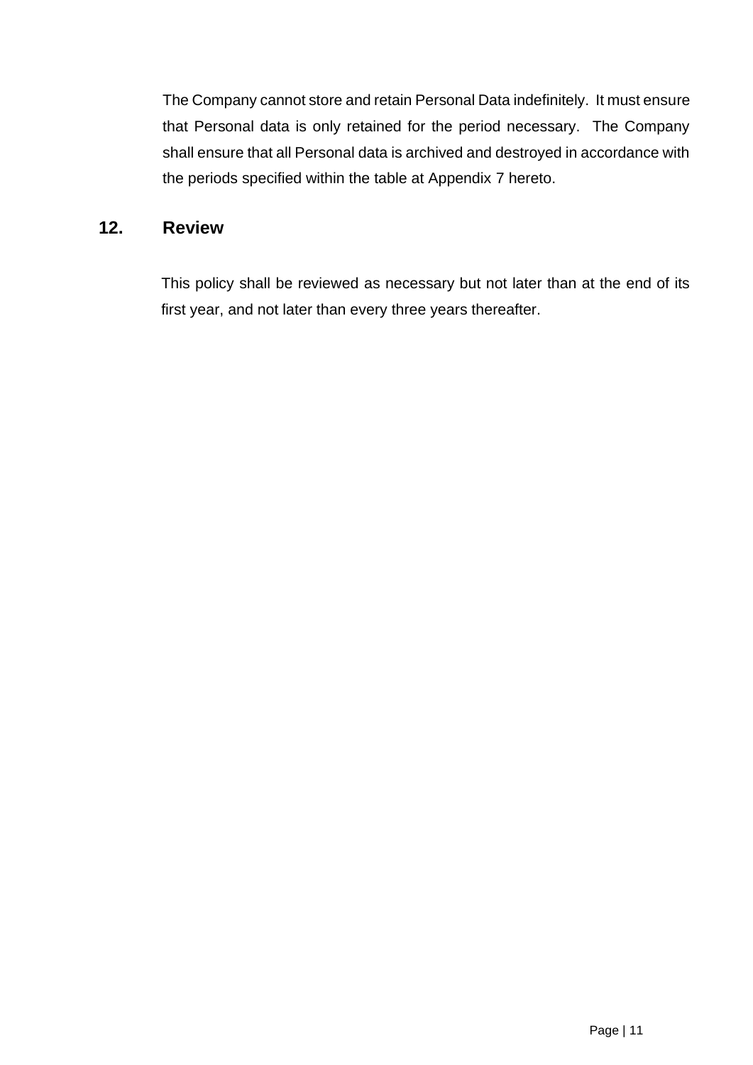The Company cannot store and retain Personal Data indefinitely. It must ensure that Personal data is only retained for the period necessary. The Company shall ensure that all Personal data is archived and destroyed in accordance with the periods specified within the table at Appendix 7 hereto.

## 12. Review

This policy shall be reviewed as necessary but not later than at the end of its first year, and not later than every three years thereafter.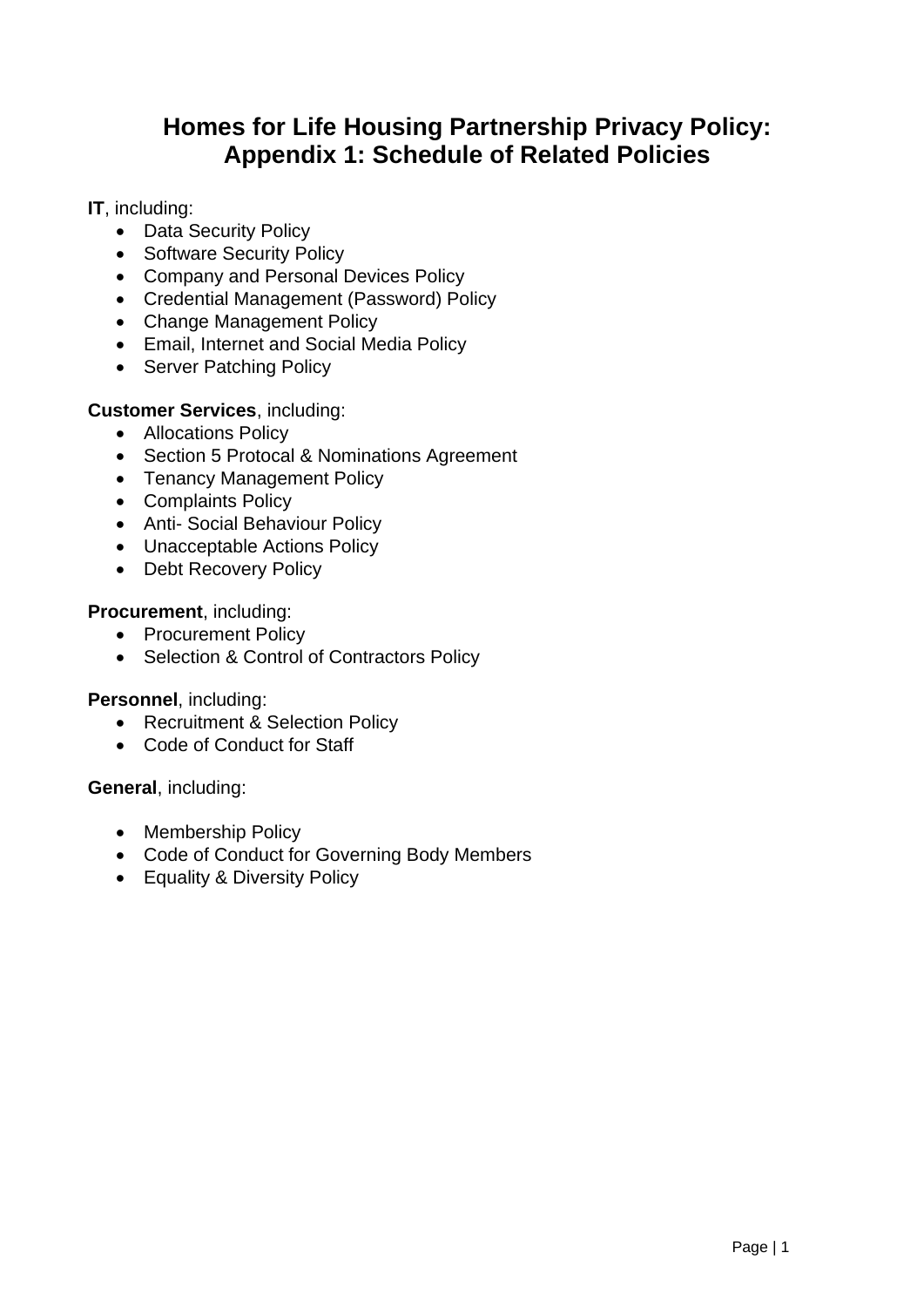# Homes for Life Housing Partnership Privacy Policy: Appendix 1: Schedule of Related Policies

**IT**, including:

- Data Security Policy
- Software Security Policy
- Company and Personal Devices Policy
- Credential Management (Password) Policy
- Change Management Policy
- Email, Internet and Social Media Policy
- Server Patching Policy

**Customer Services**, including:

- Allocations Policy
- Section 5 Protocal & Nominations Agreement
- Tenancy Management Policy
- Complaints Policy
- Anti- Social Behaviour Policy
- Unacceptable Actions Policy
- Debt Recovery Policy

**Procurement**, including:

- Procurement Policy
- Selection & Control of Contractors Policy

**Personnel**, including:

- Recruitment & Selection Policy
- Code of Conduct for Staff

**General**, including:

- Membership Policy
- Code of Conduct for Governing Body Members
- Equality & Diversity Policy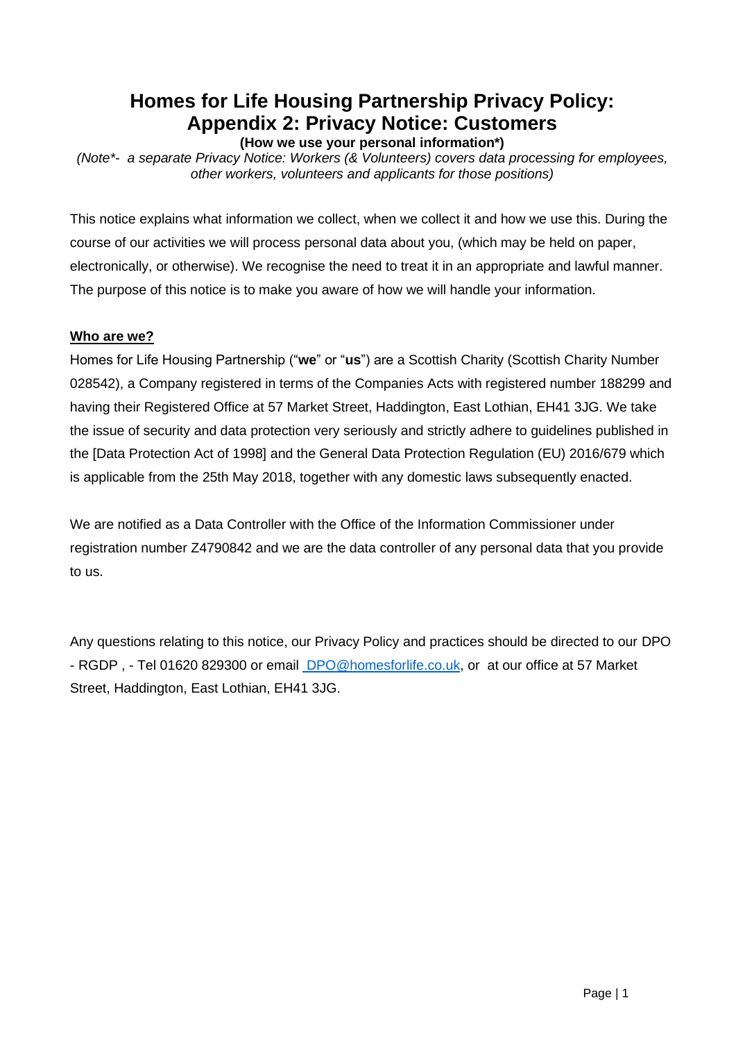# Homes for Life Housing Partnership Privacy Policy: Appendix 2: Privacy Notice: Customers

**(How we use your personal information*)**

*(Note*- a separate Privacy Notice: Workers (& Volunteers) covers data processing for employees, other workers, volunteers and applicants for those positions)*

This notice explains what information we collect, when we collect it and how we use this. During the course of our activities we will process personal data about you, (which may be held on paper, electronically, or otherwise). We recognise the need to treat it in an appropriate and lawful manner. The purpose of this notice is to make you aware of how we will handle your information.

## Who are we?

Homes for Life Housing Partnership ("**we**" or "**us**") are a Scottish Charity (Scottish Charity Number 028542), a Company registered in terms of the Companies Acts with registered number 188299 and having their Registered Office at 57 Market Street, Haddington, East Lothian, EH41 3JG. We take the issue of security and data protection very seriously and strictly adhere to guidelines published in the [Data Protection Act of 1998] and the General Data Protection Regulation (EU) 2016/679 which is applicable from the 25th May 2018, together with any domestic laws subsequently enacted.

We are notified as a Data Controller with the Office of the Information Commissioner under registration number Z4790842 and we are the data controller of any personal data that you provide to us.

Any questions relating to this notice, our Privacy Policy and practices should be directed to our DPO - RGDP , - Tel 01620 829300 or email DPO@homesforlife.co.uk, or at our office at 57 Market Street, Haddington, East Lothian, EH41 3JG.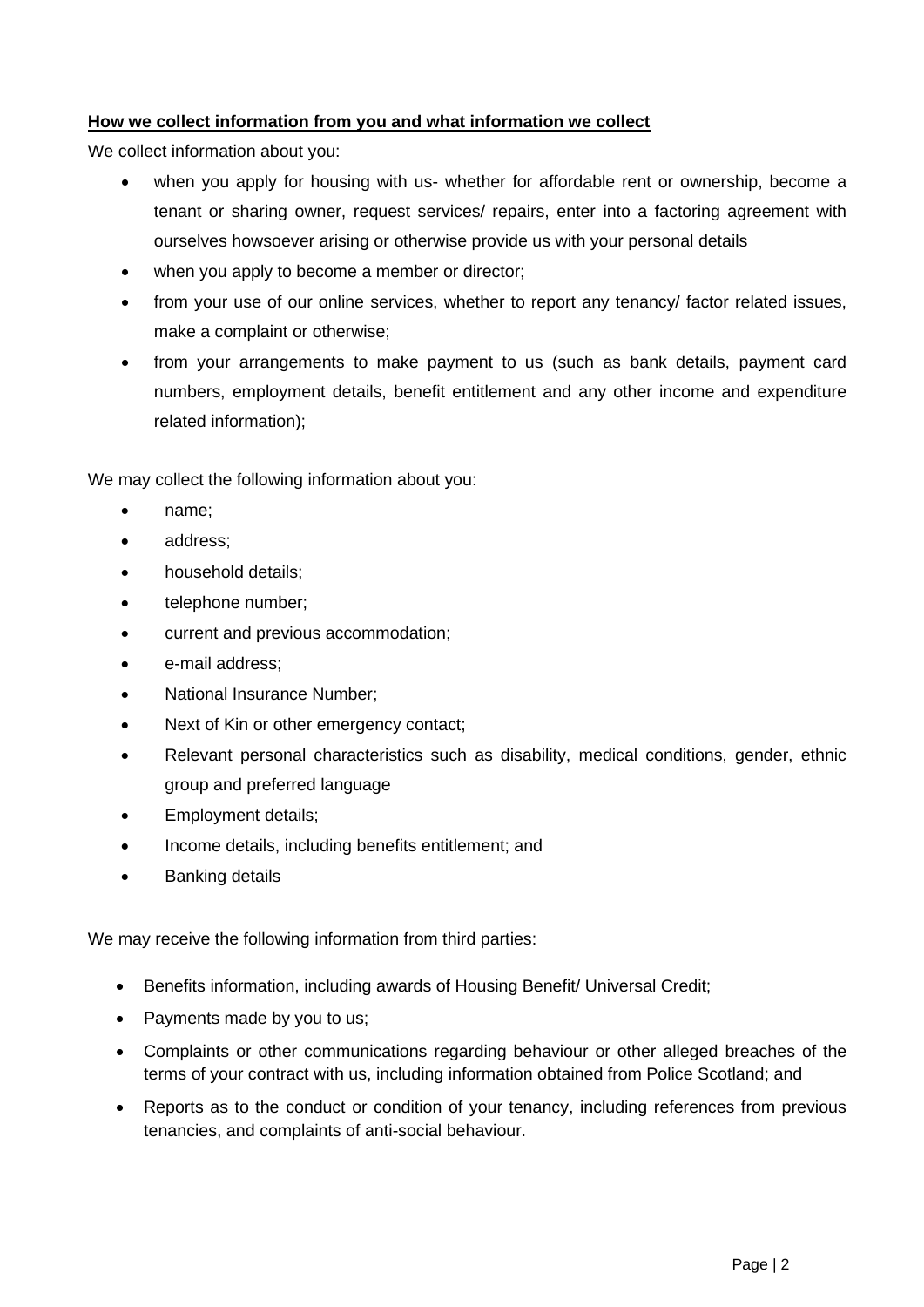**How we collect information from you and what information we collect**

We collect information about you:

- when you apply for housing with us- whether for affordable rent or ownership, become a tenant or sharing owner, request services/ repairs, enter into a factoring agreement with ourselves howsoever arising or otherwise provide us with your personal details
- when you apply to become a member or director;
- from your use of our online services, whether to report any tenancy/ factor related issues, make a complaint or otherwise;
- from your arrangements to make payment to us (such as bank details, payment card numbers, employment details, benefit entitlement and any other income and expenditure related information);

We may collect the following information about you:

- name;
- address;
- household details;
- telephone number;
- current and previous accommodation;
- e-mail address;
- National Insurance Number;
- Next of Kin or other emergency contact;
- Relevant personal characteristics such as disability, medical conditions, gender, ethnic group and preferred language
- Employment details;
- Income details, including benefits entitlement; and
- Banking details

We may receive the following information from third parties:

- Benefits information, including awards of Housing Benefit/ Universal Credit;
- Payments made by you to us;
- Complaints or other communications regarding behaviour or other alleged breaches of the terms of your contract with us, including information obtained from Police Scotland; and
- Reports as to the conduct or condition of your tenancy, including references from previous tenancies, and complaints of anti-social behaviour.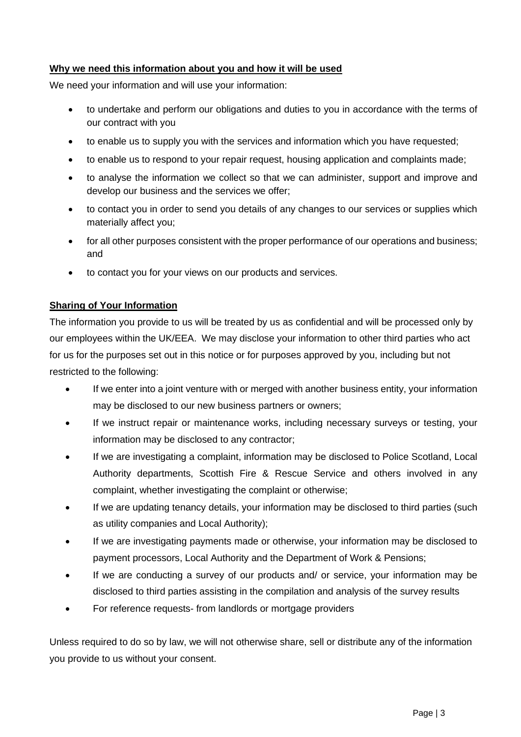**Why we need this information about you and how it will be used**

We need your information and will use your information:

- to undertake and perform our obligations and duties to you in accordance with the terms of our contract with you
- to enable us to supply you with the services and information which you have requested;
- to enable us to respond to your repair request, housing application and complaints made;
- to analyse the information we collect so that we can administer, support and improve and develop our business and the services we offer;
- to contact you in order to send you details of any changes to our services or supplies which materially affect you;
- for all other purposes consistent with the proper performance of our operations and business; and
- to contact you for your views on our products and services.

**Sharing of Your Information**

The information you provide to us will be treated by us as confidential and will be processed only by our employees within the UK/EEA. We may disclose your information to other third parties who act for us for the purposes set out in this notice or for purposes approved by you, including but not restricted to the following:

- If we enter into a joint venture with or merged with another business entity, your information may be disclosed to our new business partners or owners;
- If we instruct repair or maintenance works, including necessary surveys or testing, your information may be disclosed to any contractor;
- If we are investigating a complaint, information may be disclosed to Police Scotland, Local Authority departments, Scottish Fire & Rescue Service and others involved in any complaint, whether investigating the complaint or otherwise;
- If we are updating tenancy details, your information may be disclosed to third parties (such as utility companies and Local Authority);
- If we are investigating payments made or otherwise, your information may be disclosed to payment processors, Local Authority and the Department of Work & Pensions;
- If we are conducting a survey of our products and/ or service, your information may be disclosed to third parties assisting in the compilation and analysis of the survey results
- For reference requests- from landlords or mortgage providers

Unless required to do so by law, we will not otherwise share, sell or distribute any of the information you provide to us without your consent.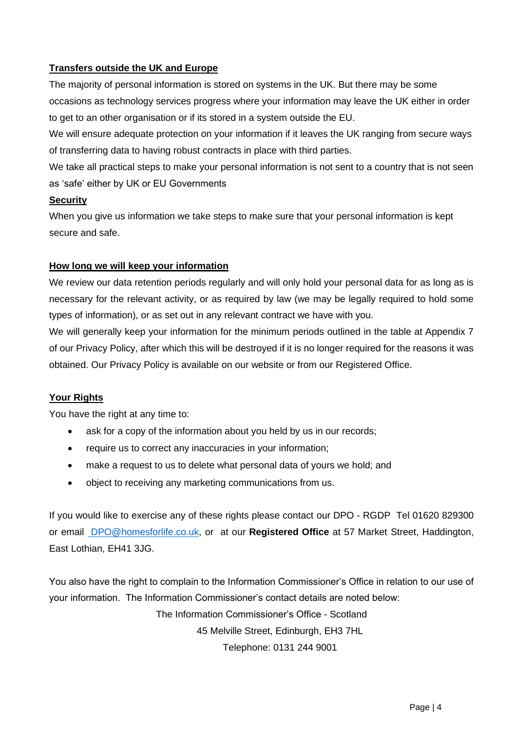**Transfers outside the UK and Europe**

The majority of personal information is stored on systems in the UK. But there may be some occasions as technology services progress where your information may leave the UK either in order to get to an other organisation or if its stored in a system outside the EU.

We will ensure adequate protection on your information if it leaves the UK ranging from secure ways of transferring data to having robust contracts in place with third parties.

We take all practical steps to make your personal information is not sent to a country that is not seen as 'safe' either by UK or EU Governments

**Security**

When you give us information we take steps to make sure that your personal information is kept secure and safe.

**How long we will keep your information**

We review our data retention periods regularly and will only hold your personal data for as long as is necessary for the relevant activity, or as required by law (we may be legally required to hold some types of information), or as set out in any relevant contract we have with you.

We will generally keep your information for the minimum periods outlined in the table at Appendix 7 of our Privacy Policy, after which this will be destroyed if it is no longer required for the reasons it was obtained. Our Privacy Policy is available on our website or from our Registered Office.

**Your Rights**

You have the right at any time to:

- ask for a copy of the information about you held by us in our records;
- require us to correct any inaccuracies in your information;
- make a request to us to delete what personal data of yours we hold; and
- object to receiving any marketing communications from us.

If you would like to exercise any of these rights please contact our DPO - RGDP Tel 01620 829300 or email DPO@homesforlife.co.uk, or at our **Registered Office** at 57 Market Street, Haddington, East Lothian, EH41 3JG.

You also have the right to complain to the Information Commissioner's Office in relation to our use of your information. The Information Commissioner's contact details are noted below:

The Information Commissioner's Office - Scotland
45 Melville Street, Edinburgh, EH3 7HL
Telephone: 0131 244 9001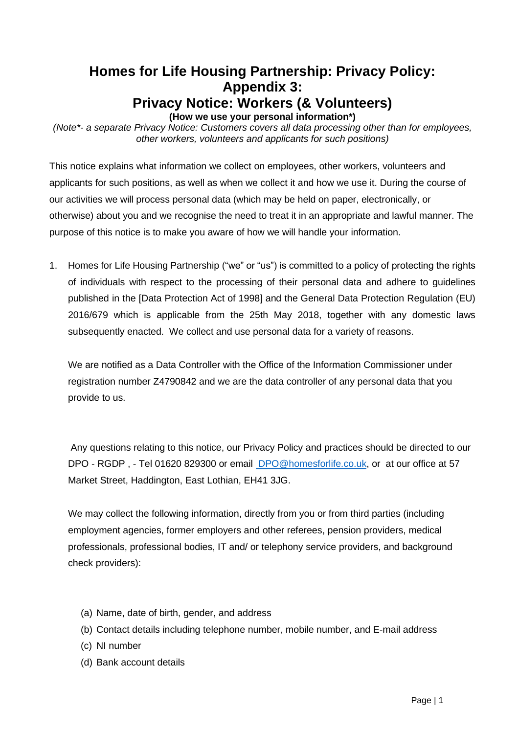# Homes for Life Housing Partnership: Privacy Policy: Appendix 3:
# Privacy Notice: Workers (& Volunteers)

**(How we use your personal information*)**

*(Note*- a separate Privacy Notice: Customers covers all data processing other than for employees, other workers, volunteers and applicants for such positions)*

This notice explains what information we collect on employees, other workers, volunteers and applicants for such positions, as well as when we collect it and how we use it. During the course of our activities we will process personal data (which may be held on paper, electronically, or otherwise) about you and we recognise the need to treat it in an appropriate and lawful manner. The purpose of this notice is to make you aware of how we will handle your information.

1. Homes for Life Housing Partnership ("we" or "us") is committed to a policy of protecting the rights of individuals with respect to the processing of their personal data and adhere to guidelines published in the [Data Protection Act of 1998] and the General Data Protection Regulation (EU) 2016/679 which is applicable from the 25th May 2018, together with any domestic laws subsequently enacted. We collect and use personal data for a variety of reasons.

   We are notified as a Data Controller with the Office of the Information Commissioner under registration number Z4790842 and we are the data controller of any personal data that you provide to us.

   Any questions relating to this notice, our Privacy Policy and practices should be directed to our DPO - RGDP , - Tel 01620 829300 or email DPO@homesforlife.co.uk, or at our office at 57 Market Street, Haddington, East Lothian, EH41 3JG.

   We may collect the following information, directly from you or from third parties (including employment agencies, former employers and other referees, pension providers, medical professionals, professional bodies, IT and/ or telephony service providers, and background check providers):

   (a) Name, date of birth, gender, and address
   (b) Contact details including telephone number, mobile number, and E-mail address
   (c) NI number
   (d) Bank account details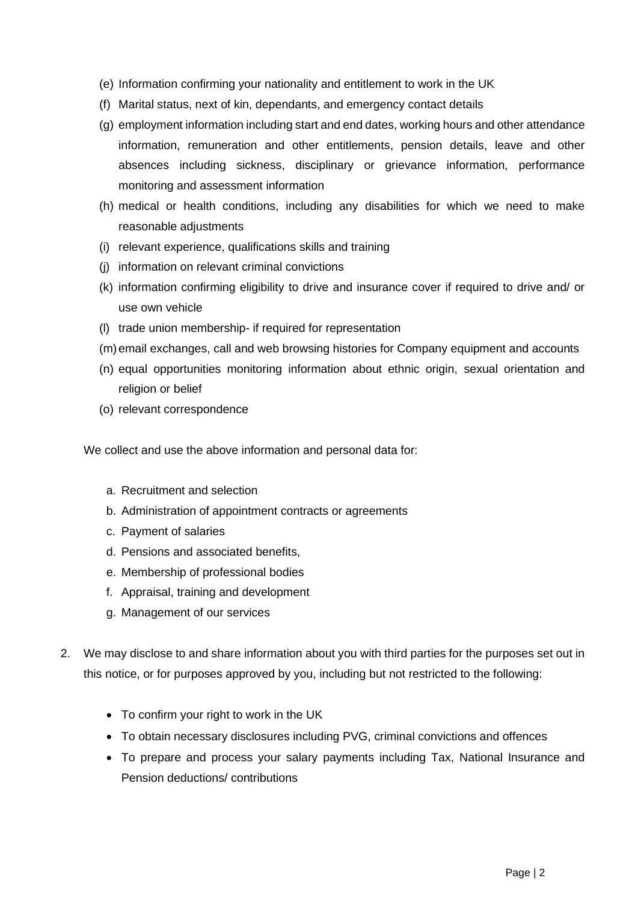(e) Information confirming your nationality and entitlement to work in the UK
(f) Marital status, next of kin, dependants, and emergency contact details
(g) employment information including start and end dates, working hours and other attendance information, remuneration and other entitlements, pension details, leave and other absences including sickness, disciplinary or grievance information, performance monitoring and assessment information
(h) medical or health conditions, including any disabilities for which we need to make reasonable adjustments
(i) relevant experience, qualifications skills and training
(j) information on relevant criminal convictions
(k) information confirming eligibility to drive and insurance cover if required to drive and/ or use own vehicle
(l) trade union membership- if required for representation
(m) email exchanges, call and web browsing histories for Company equipment and accounts
(n) equal opportunities monitoring information about ethnic origin, sexual orientation and religion or belief
(o) relevant correspondence

We collect and use the above information and personal data for:

a. Recruitment and selection
b. Administration of appointment contracts or agreements
c. Payment of salaries
d. Pensions and associated benefits,
e. Membership of professional bodies
f. Appraisal, training and development
g. Management of our services

2. We may disclose to and share information about you with third parties for the purposes set out in this notice, or for purposes approved by you, including but not restricted to the following:

- To confirm your right to work in the UK
- To obtain necessary disclosures including PVG, criminal convictions and offences
- To prepare and process your salary payments including Tax, National Insurance and Pension deductions/ contributions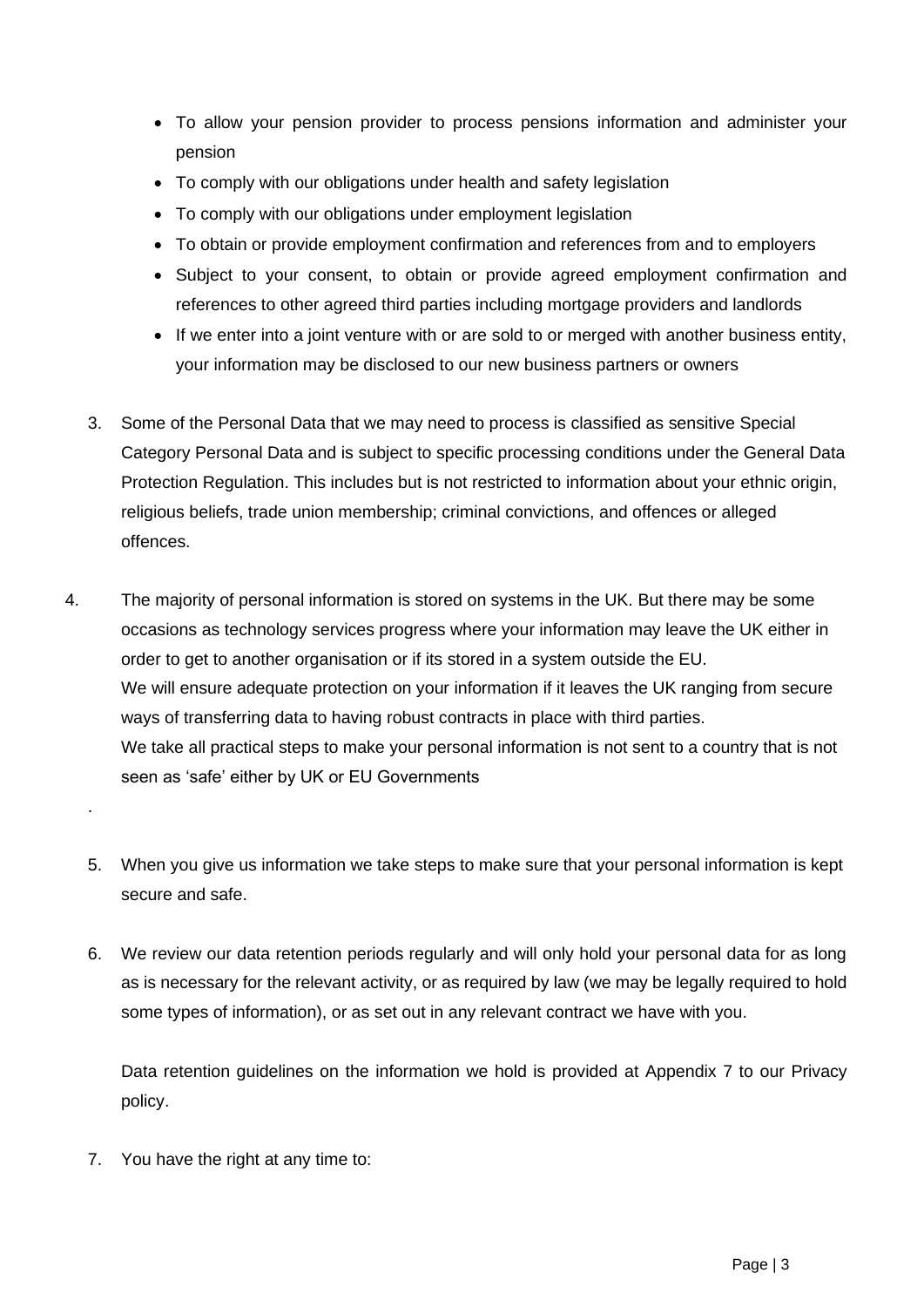- To allow your pension provider to process pensions information and administer your pension
- To comply with our obligations under health and safety legislation
- To comply with our obligations under employment legislation
- To obtain or provide employment confirmation and references from and to employers
- Subject to your consent, to obtain or provide agreed employment confirmation and references to other agreed third parties including mortgage providers and landlords
- If we enter into a joint venture with or are sold to or merged with another business entity, your information may be disclosed to our new business partners or owners

3. Some of the Personal Data that we may need to process is classified as sensitive Special Category Personal Data and is subject to specific processing conditions under the General Data Protection Regulation. This includes but is not restricted to information about your ethnic origin, religious beliefs, trade union membership; criminal convictions, and offences or alleged offences.

4. The majority of personal information is stored on systems in the UK. But there may be some occasions as technology services progress where your information may leave the UK either in order to get to another organisation or if its stored in a system outside the EU.
   We will ensure adequate protection on your information if it leaves the UK ranging from secure ways of transferring data to having robust contracts in place with third parties.
   We take all practical steps to make your personal information is not sent to a country that is not seen as 'safe' either by UK or EU Governments

.

5. When you give us information we take steps to make sure that your personal information is kept secure and safe.

6. We review our data retention periods regularly and will only hold your personal data for as long as is necessary for the relevant activity, or as required by law (we may be legally required to hold some types of information), or as set out in any relevant contract we have with you.

   Data retention guidelines on the information we hold is provided at Appendix 7 to our Privacy policy.

7. You have the right at any time to: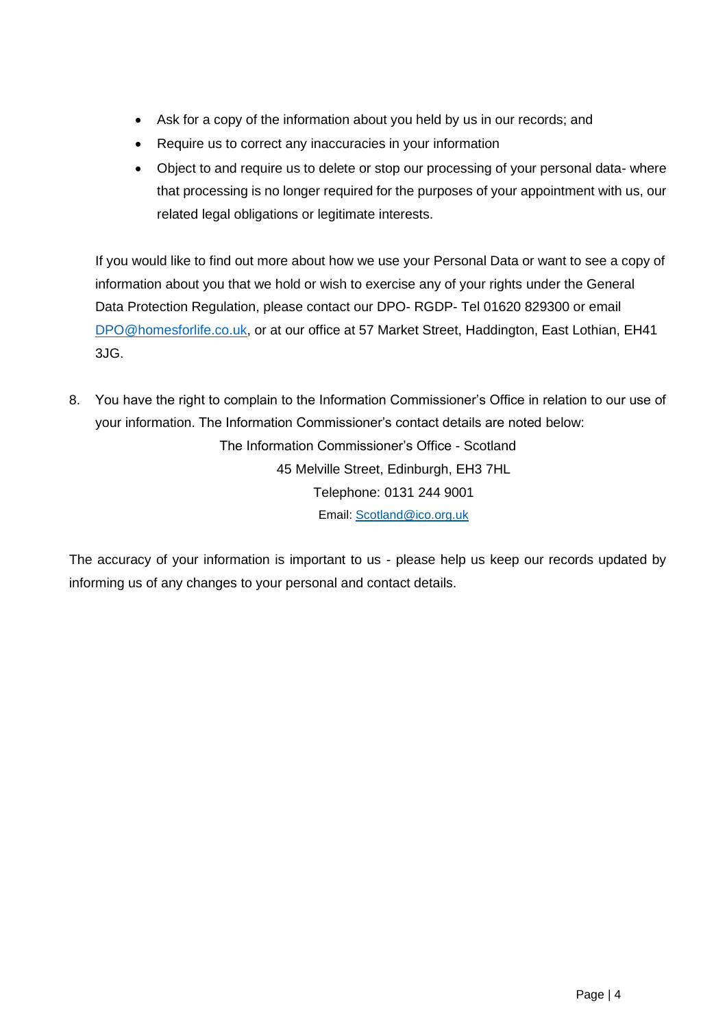- Ask for a copy of the information about you held by us in our records; and
- Require us to correct any inaccuracies in your information
- Object to and require us to delete or stop our processing of your personal data- where that processing is no longer required for the purposes of your appointment with us, our related legal obligations or legitimate interests.

If you would like to find out more about how we use your Personal Data or want to see a copy of information about you that we hold or wish to exercise any of your rights under the General Data Protection Regulation, please contact our DPO- RGDP- Tel 01620 829300 or email DPO@homesforlife.co.uk, or at our office at 57 Market Street, Haddington, East Lothian, EH41 3JG.

8. You have the right to complain to the Information Commissioner's Office in relation to our use of your information. The Information Commissioner's contact details are noted below:

The Information Commissioner's Office - Scotland
45 Melville Street, Edinburgh, EH3 7HL
Telephone: 0131 244 9001
Email: Scotland@ico.org.uk

The accuracy of your information is important to us - please help us keep our records updated by informing us of any changes to your personal and contact details.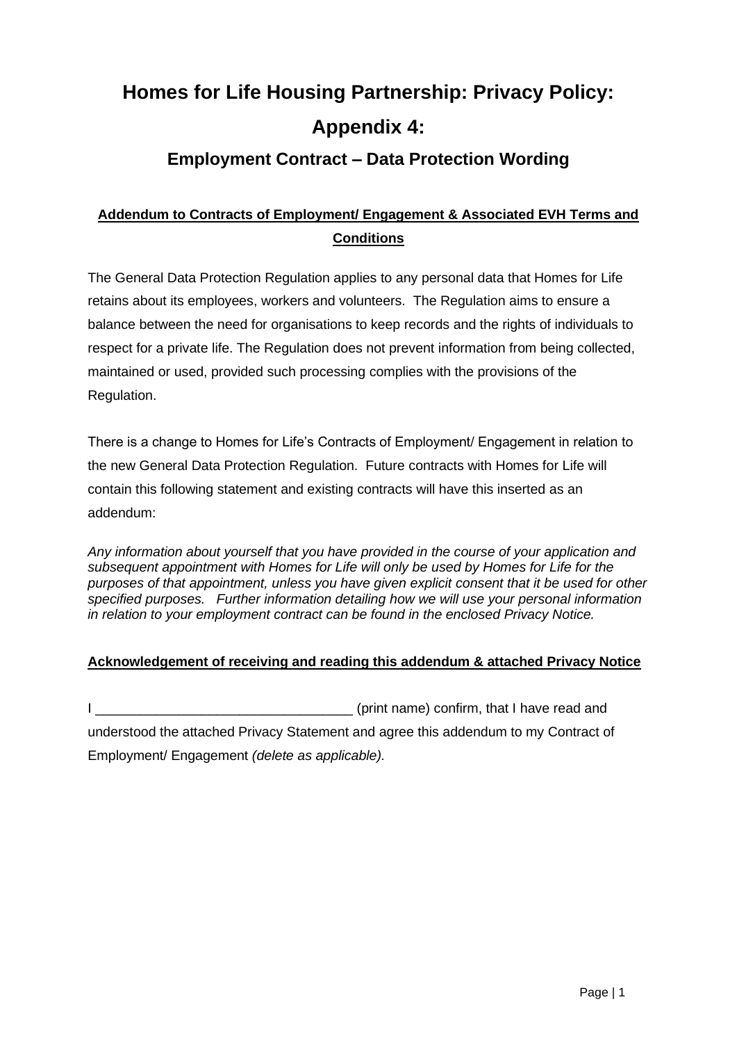# Homes for Life Housing Partnership: Privacy Policy: Appendix 4:

## Employment Contract – Data Protection Wording

**Addendum to Contracts of Employment/ Engagement & Associated EVH Terms and Conditions**

The General Data Protection Regulation applies to any personal data that Homes for Life retains about its employees, workers and volunteers. The Regulation aims to ensure a balance between the need for organisations to keep records and the rights of individuals to respect for a private life. The Regulation does not prevent information from being collected, maintained or used, provided such processing complies with the provisions of the Regulation.

There is a change to Homes for Life's Contracts of Employment/ Engagement in relation to the new General Data Protection Regulation. Future contracts with Homes for Life will contain this following statement and existing contracts will have this inserted as an addendum:

*Any information about yourself that you have provided in the course of your application and subsequent appointment with Homes for Life will only be used by Homes for Life for the purposes of that appointment, unless you have given explicit consent that it be used for other specified purposes. Further information detailing how we will use your personal information in relation to your employment contract can be found in the enclosed Privacy Notice.*

**Acknowledgement of receiving and reading this addendum & attached Privacy Notice**

I _________________________________ (print name) confirm, that I have read and understood the attached Privacy Statement and agree this addendum to my Contract of Employment/ Engagement *(delete as applicable).*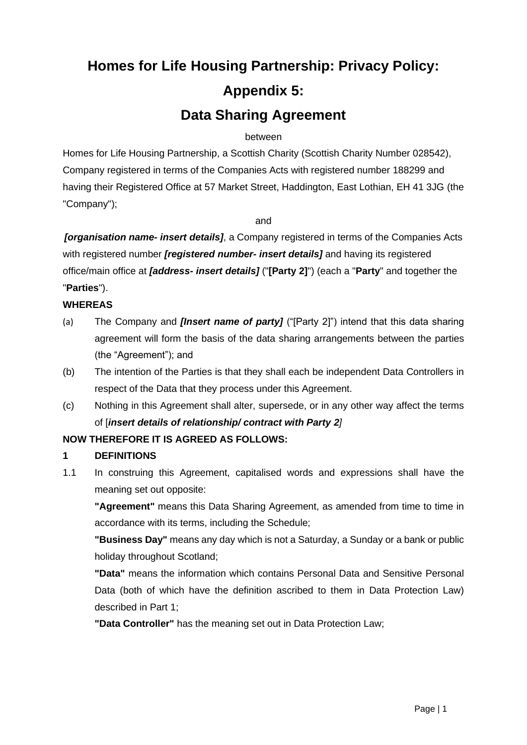# Homes for Life Housing Partnership: Privacy Policy:

# Appendix 5:

# Data Sharing Agreement

between

Homes for Life Housing Partnership, a Scottish Charity (Scottish Charity Number 028542), Company registered in terms of the Companies Acts with registered number 188299 and having their Registered Office at 57 Market Street, Haddington, East Lothian, EH 41 3JG (the "Company");

and

***[organisation name- insert details]***, a Company registered in terms of the Companies Acts with registered number ***[registered number- insert details]*** and having its registered office/main office at ***[address- insert details]*** ("**[Party 2]**") (each a "**Party**" and together the "**Parties**").

**WHEREAS**

(a) The Company and ***[Insert name of party]*** ("[Party 2]") intend that this data sharing agreement will form the basis of the data sharing arrangements between the parties (the "Agreement"); and

(b) The intention of the Parties is that they shall each be independent Data Controllers in respect of the Data that they process under this Agreement.

(c) Nothing in this Agreement shall alter, supersede, or in any other way affect the terms of [***insert details of relationship/ contract with Party 2***]

**NOW THEREFORE IT IS AGREED AS FOLLOWS:**

**1 DEFINITIONS**

1.1 In construing this Agreement, capitalised words and expressions shall have the meaning set out opposite:

**"Agreement"** means this Data Sharing Agreement, as amended from time to time in accordance with its terms, including the Schedule;

**"Business Day"** means any day which is not a Saturday, a Sunday or a bank or public holiday throughout Scotland;

**"Data"** means the information which contains Personal Data and Sensitive Personal Data (both of which have the definition ascribed to them in Data Protection Law) described in Part 1;

**"Data Controller"** has the meaning set out in Data Protection Law;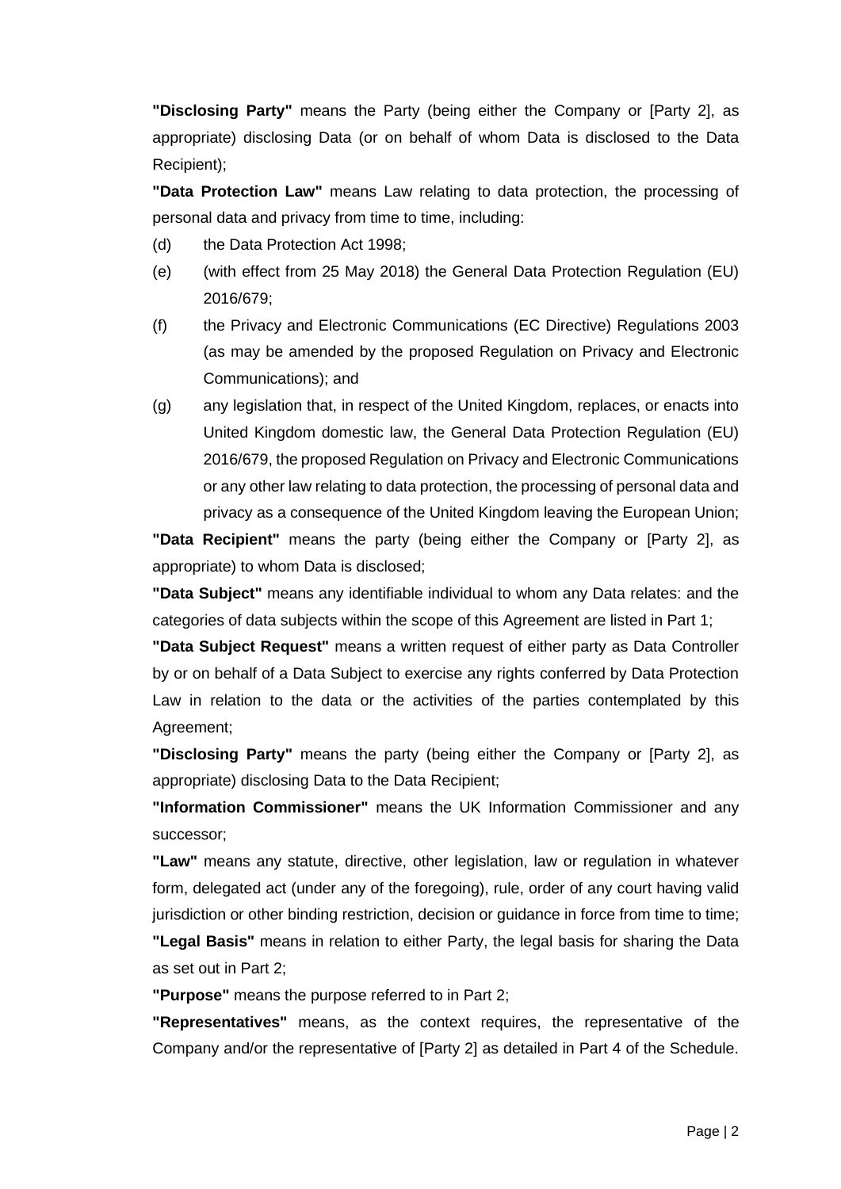**"Disclosing Party"** means the Party (being either the Company or [Party 2], as appropriate) disclosing Data (or on behalf of whom Data is disclosed to the Data Recipient);

**"Data Protection Law"** means Law relating to data protection, the processing of personal data and privacy from time to time, including:

(d) the Data Protection Act 1998;

(e) (with effect from 25 May 2018) the General Data Protection Regulation (EU) 2016/679;

(f) the Privacy and Electronic Communications (EC Directive) Regulations 2003 (as may be amended by the proposed Regulation on Privacy and Electronic Communications); and

(g) any legislation that, in respect of the United Kingdom, replaces, or enacts into United Kingdom domestic law, the General Data Protection Regulation (EU) 2016/679, the proposed Regulation on Privacy and Electronic Communications or any other law relating to data protection, the processing of personal data and privacy as a consequence of the United Kingdom leaving the European Union;

**"Data Recipient"** means the party (being either the Company or [Party 2], as appropriate) to whom Data is disclosed;

**"Data Subject"** means any identifiable individual to whom any Data relates: and the categories of data subjects within the scope of this Agreement are listed in Part 1;

**"Data Subject Request"** means a written request of either party as Data Controller by or on behalf of a Data Subject to exercise any rights conferred by Data Protection Law in relation to the data or the activities of the parties contemplated by this Agreement;

**"Disclosing Party"** means the party (being either the Company or [Party 2], as appropriate) disclosing Data to the Data Recipient;

**"Information Commissioner"** means the UK Information Commissioner and any successor;

**"Law"** means any statute, directive, other legislation, law or regulation in whatever form, delegated act (under any of the foregoing), rule, order of any court having valid jurisdiction or other binding restriction, decision or guidance in force from time to time;

**"Legal Basis"** means in relation to either Party, the legal basis for sharing the Data as set out in Part 2;

**"Purpose"** means the purpose referred to in Part 2;

**"Representatives"** means, as the context requires, the representative of the Company and/or the representative of [Party 2] as detailed in Part 4 of the Schedule.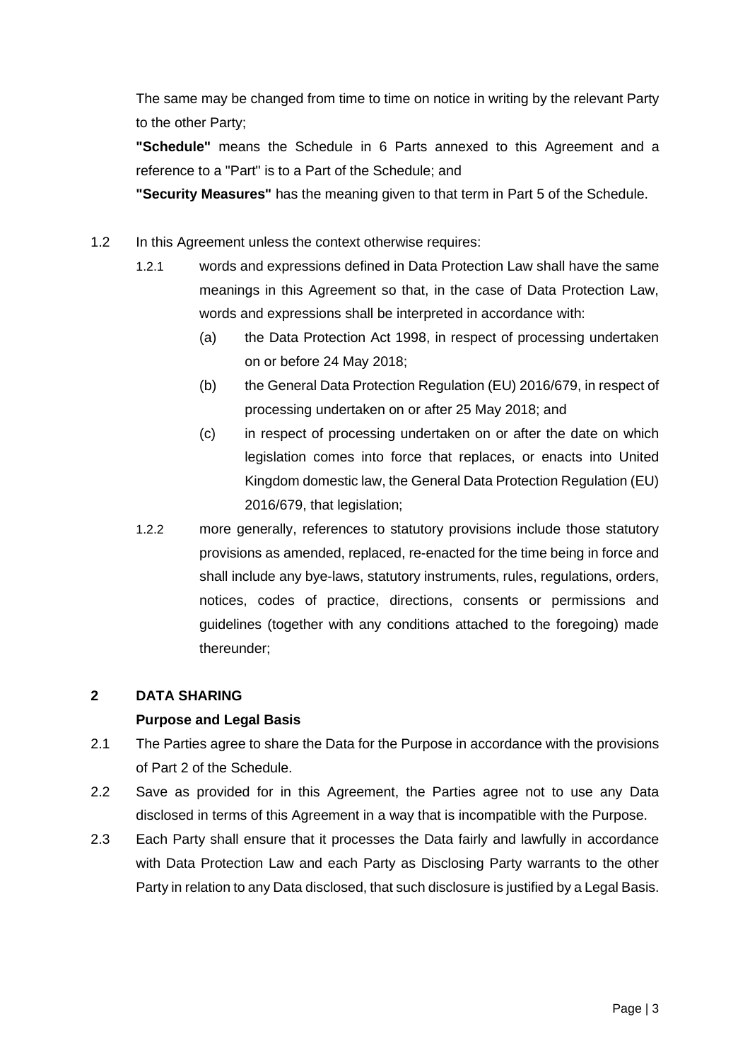The same may be changed from time to time on notice in writing by the relevant Party to the other Party;

**"Schedule"** means the Schedule in 6 Parts annexed to this Agreement and a reference to a "Part" is to a Part of the Schedule; and

**"Security Measures"** has the meaning given to that term in Part 5 of the Schedule.

1.2 In this Agreement unless the context otherwise requires:

1.2.1 words and expressions defined in Data Protection Law shall have the same meanings in this Agreement so that, in the case of Data Protection Law, words and expressions shall be interpreted in accordance with:

(a) the Data Protection Act 1998, in respect of processing undertaken on or before 24 May 2018;

(b) the General Data Protection Regulation (EU) 2016/679, in respect of processing undertaken on or after 25 May 2018; and

(c) in respect of processing undertaken on or after the date on which legislation comes into force that replaces, or enacts into United Kingdom domestic law, the General Data Protection Regulation (EU) 2016/679, that legislation;

1.2.2 more generally, references to statutory provisions include those statutory provisions as amended, replaced, re-enacted for the time being in force and shall include any bye-laws, statutory instruments, rules, regulations, orders, notices, codes of practice, directions, consents or permissions and guidelines (together with any conditions attached to the foregoing) made thereunder;

## 2 DATA SHARING

**Purpose and Legal Basis**

2.1 The Parties agree to share the Data for the Purpose in accordance with the provisions of Part 2 of the Schedule.

2.2 Save as provided for in this Agreement, the Parties agree not to use any Data disclosed in terms of this Agreement in a way that is incompatible with the Purpose.

2.3 Each Party shall ensure that it processes the Data fairly and lawfully in accordance with Data Protection Law and each Party as Disclosing Party warrants to the other Party in relation to any Data disclosed, that such disclosure is justified by a Legal Basis.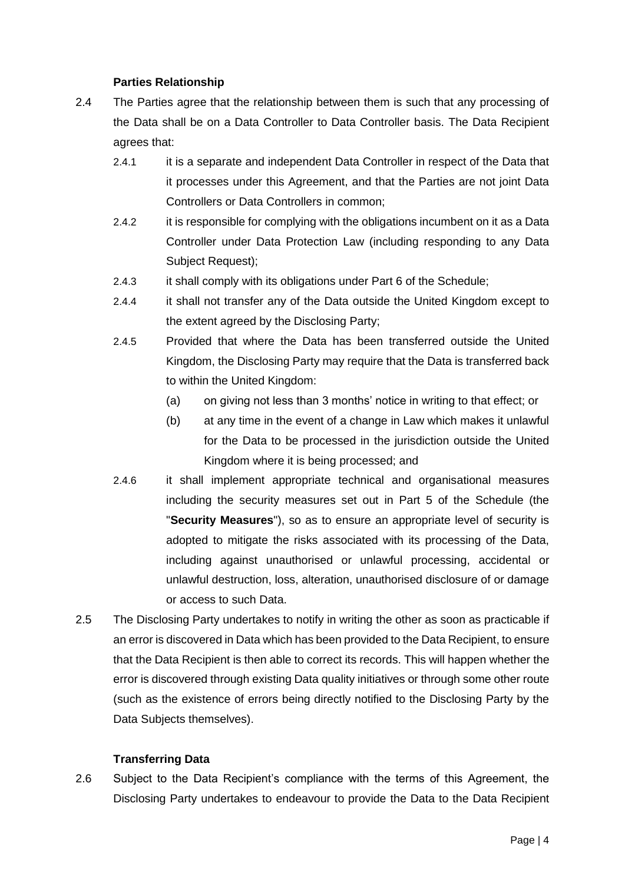**Parties Relationship**

2.4 The Parties agree that the relationship between them is such that any processing of the Data shall be on a Data Controller to Data Controller basis. The Data Recipient agrees that:

2.4.1 it is a separate and independent Data Controller in respect of the Data that it processes under this Agreement, and that the Parties are not joint Data Controllers or Data Controllers in common;

2.4.2 it is responsible for complying with the obligations incumbent on it as a Data Controller under Data Protection Law (including responding to any Data Subject Request);

2.4.3 it shall comply with its obligations under Part 6 of the Schedule;

2.4.4 it shall not transfer any of the Data outside the United Kingdom except to the extent agreed by the Disclosing Party;

2.4.5 Provided that where the Data has been transferred outside the United Kingdom, the Disclosing Party may require that the Data is transferred back to within the United Kingdom:

(a) on giving not less than 3 months' notice in writing to that effect; or

(b) at any time in the event of a change in Law which makes it unlawful for the Data to be processed in the jurisdiction outside the United Kingdom where it is being processed; and

2.4.6 it shall implement appropriate technical and organisational measures including the security measures set out in Part 5 of the Schedule (the "**Security Measures**"), so as to ensure an appropriate level of security is adopted to mitigate the risks associated with its processing of the Data, including against unauthorised or unlawful processing, accidental or unlawful destruction, loss, alteration, unauthorised disclosure of or damage or access to such Data.

2.5 The Disclosing Party undertakes to notify in writing the other as soon as practicable if an error is discovered in Data which has been provided to the Data Recipient, to ensure that the Data Recipient is then able to correct its records. This will happen whether the error is discovered through existing Data quality initiatives or through some other route (such as the existence of errors being directly notified to the Disclosing Party by the Data Subjects themselves).

**Transferring Data**

2.6 Subject to the Data Recipient's compliance with the terms of this Agreement, the Disclosing Party undertakes to endeavour to provide the Data to the Data Recipient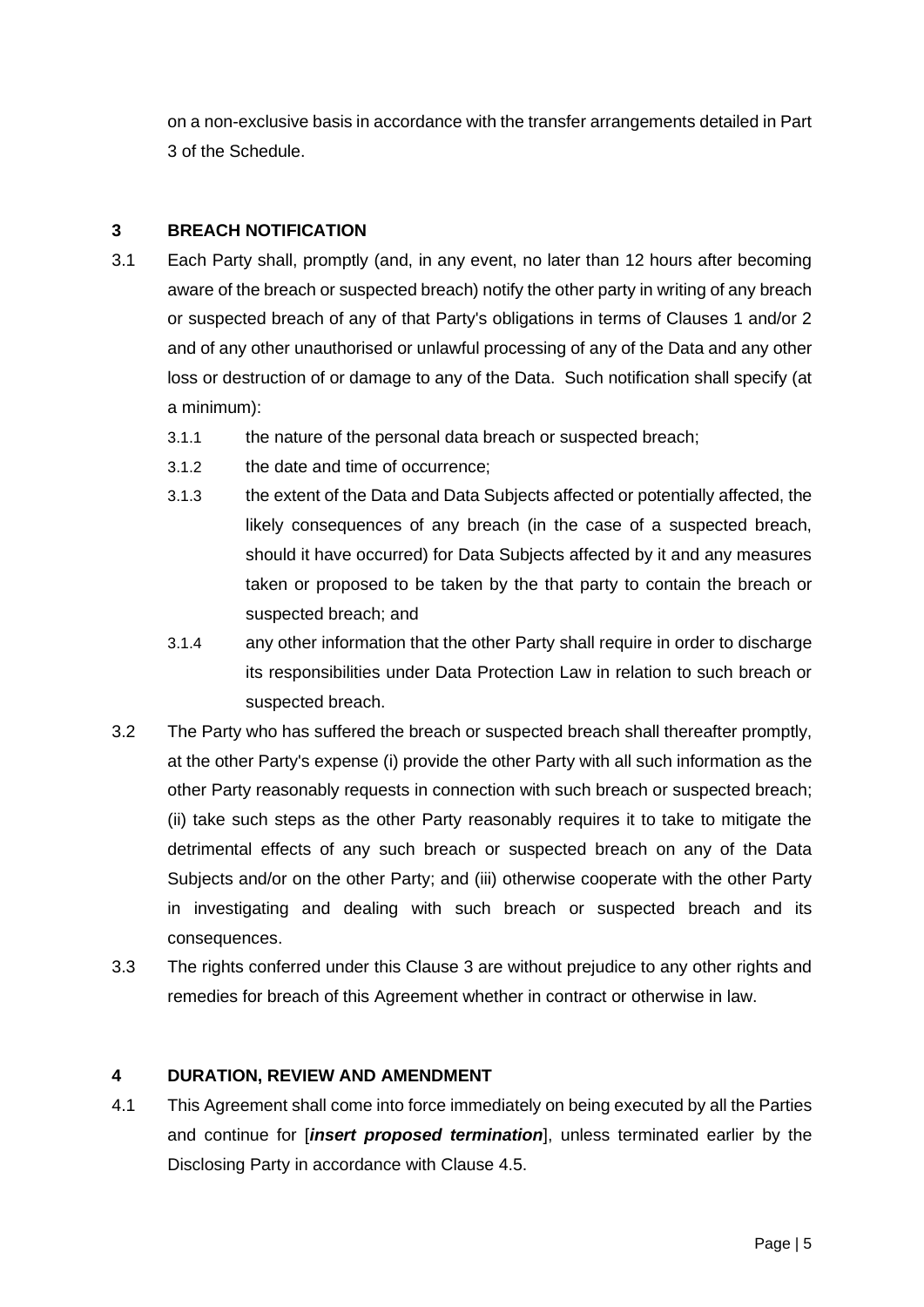on a non-exclusive basis in accordance with the transfer arrangements detailed in Part 3 of the Schedule.

## 3 BREACH NOTIFICATION

3.1 Each Party shall, promptly (and, in any event, no later than 12 hours after becoming aware of the breach or suspected breach) notify the other party in writing of any breach or suspected breach of any of that Party's obligations in terms of Clauses 1 and/or 2 and of any other unauthorised or unlawful processing of any of the Data and any other loss or destruction of or damage to any of the Data. Such notification shall specify (at a minimum):

- 3.1.1 the nature of the personal data breach or suspected breach;
- 3.1.2 the date and time of occurrence;
- 3.1.3 the extent of the Data and Data Subjects affected or potentially affected, the likely consequences of any breach (in the case of a suspected breach, should it have occurred) for Data Subjects affected by it and any measures taken or proposed to be taken by the that party to contain the breach or suspected breach; and
- 3.1.4 any other information that the other Party shall require in order to discharge its responsibilities under Data Protection Law in relation to such breach or suspected breach.

3.2 The Party who has suffered the breach or suspected breach shall thereafter promptly, at the other Party's expense (i) provide the other Party with all such information as the other Party reasonably requests in connection with such breach or suspected breach; (ii) take such steps as the other Party reasonably requires it to take to mitigate the detrimental effects of any such breach or suspected breach on any of the Data Subjects and/or on the other Party; and (iii) otherwise cooperate with the other Party in investigating and dealing with such breach or suspected breach and its consequences.

3.3 The rights conferred under this Clause 3 are without prejudice to any other rights and remedies for breach of this Agreement whether in contract or otherwise in law.

## 4 DURATION, REVIEW AND AMENDMENT

4.1 This Agreement shall come into force immediately on being executed by all the Parties and continue for [***insert proposed termination***], unless terminated earlier by the Disclosing Party in accordance with Clause 4.5.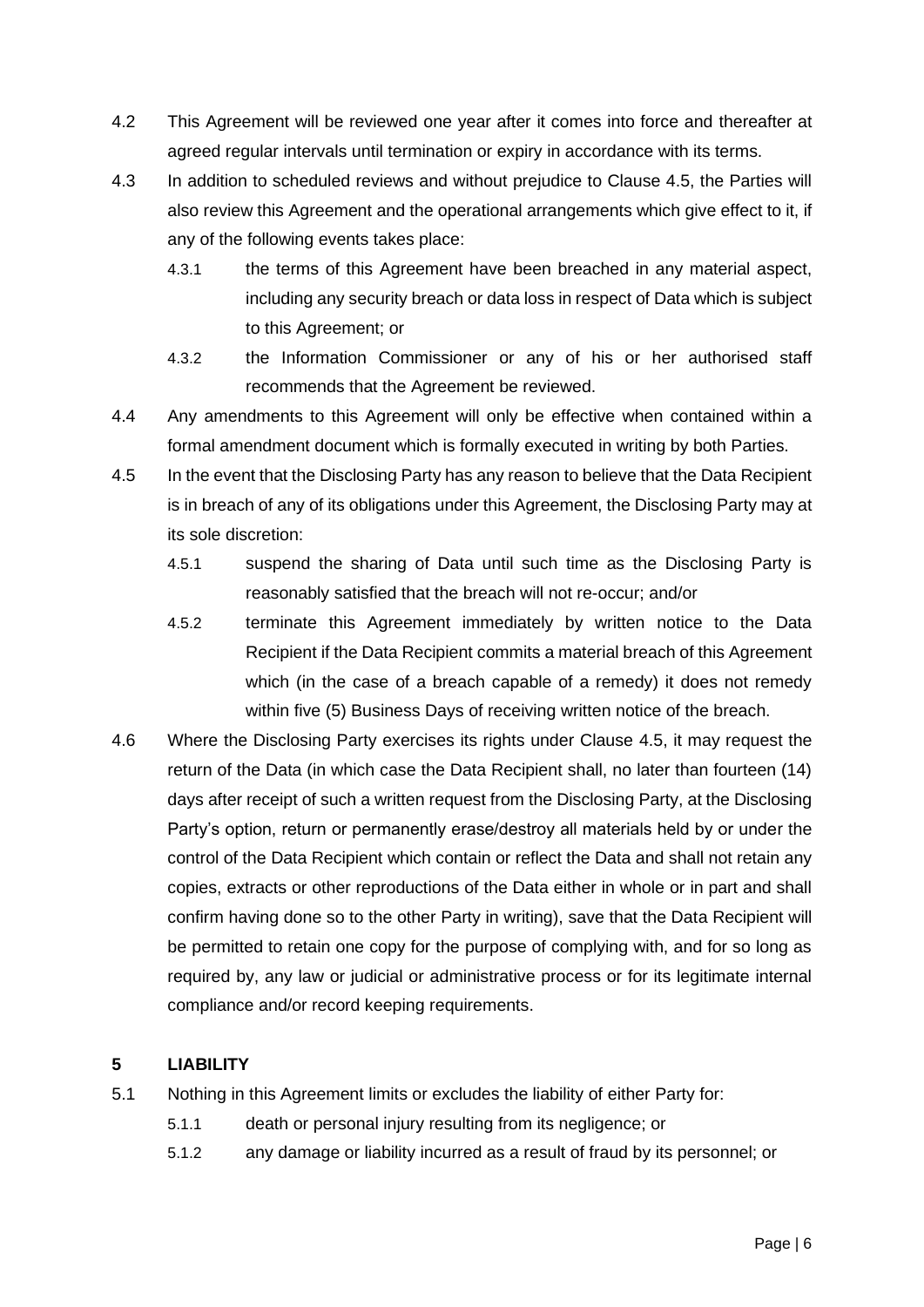4.2 This Agreement will be reviewed one year after it comes into force and thereafter at agreed regular intervals until termination or expiry in accordance with its terms.

4.3 In addition to scheduled reviews and without prejudice to Clause 4.5, the Parties will also review this Agreement and the operational arrangements which give effect to it, if any of the following events takes place:

4.3.1 the terms of this Agreement have been breached in any material aspect, including any security breach or data loss in respect of Data which is subject to this Agreement; or

4.3.2 the Information Commissioner or any of his or her authorised staff recommends that the Agreement be reviewed.

4.4 Any amendments to this Agreement will only be effective when contained within a formal amendment document which is formally executed in writing by both Parties.

4.5 In the event that the Disclosing Party has any reason to believe that the Data Recipient is in breach of any of its obligations under this Agreement, the Disclosing Party may at its sole discretion:

4.5.1 suspend the sharing of Data until such time as the Disclosing Party is reasonably satisfied that the breach will not re-occur; and/or

4.5.2 terminate this Agreement immediately by written notice to the Data Recipient if the Data Recipient commits a material breach of this Agreement which (in the case of a breach capable of a remedy) it does not remedy within five (5) Business Days of receiving written notice of the breach.

4.6 Where the Disclosing Party exercises its rights under Clause 4.5, it may request the return of the Data (in which case the Data Recipient shall, no later than fourteen (14) days after receipt of such a written request from the Disclosing Party, at the Disclosing Party's option, return or permanently erase/destroy all materials held by or under the control of the Data Recipient which contain or reflect the Data and shall not retain any copies, extracts or other reproductions of the Data either in whole or in part and shall confirm having done so to the other Party in writing), save that the Data Recipient will be permitted to retain one copy for the purpose of complying with, and for so long as required by, any law or judicial or administrative process or for its legitimate internal compliance and/or record keeping requirements.

## 5 LIABILITY

5.1 Nothing in this Agreement limits or excludes the liability of either Party for:

5.1.1 death or personal injury resulting from its negligence; or

5.1.2 any damage or liability incurred as a result of fraud by its personnel; or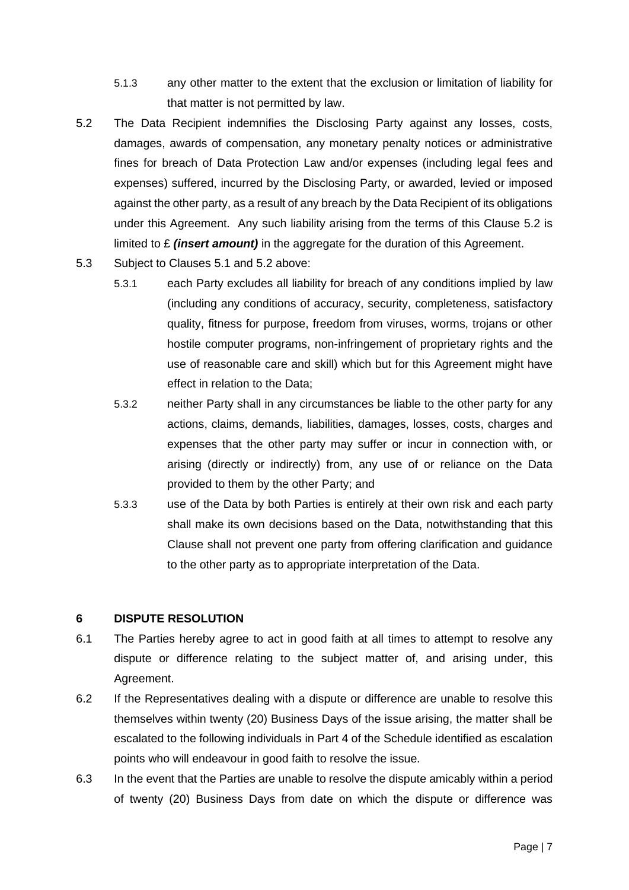5.1.3 any other matter to the extent that the exclusion or limitation of liability for that matter is not permitted by law.

5.2 The Data Recipient indemnifies the Disclosing Party against any losses, costs, damages, awards of compensation, any monetary penalty notices or administrative fines for breach of Data Protection Law and/or expenses (including legal fees and expenses) suffered, incurred by the Disclosing Party, or awarded, levied or imposed against the other party, as a result of any breach by the Data Recipient of its obligations under this Agreement. Any such liability arising from the terms of this Clause 5.2 is limited to £ ***(insert amount)*** in the aggregate for the duration of this Agreement.

5.3 Subject to Clauses 5.1 and 5.2 above:

5.3.1 each Party excludes all liability for breach of any conditions implied by law (including any conditions of accuracy, security, completeness, satisfactory quality, fitness for purpose, freedom from viruses, worms, trojans or other hostile computer programs, non-infringement of proprietary rights and the use of reasonable care and skill) which but for this Agreement might have effect in relation to the Data;

5.3.2 neither Party shall in any circumstances be liable to the other party for any actions, claims, demands, liabilities, damages, losses, costs, charges and expenses that the other party may suffer or incur in connection with, or arising (directly or indirectly) from, any use of or reliance on the Data provided to them by the other Party; and

5.3.3 use of the Data by both Parties is entirely at their own risk and each party shall make its own decisions based on the Data, notwithstanding that this Clause shall not prevent one party from offering clarification and guidance to the other party as to appropriate interpretation of the Data.

## 6 DISPUTE RESOLUTION

6.1 The Parties hereby agree to act in good faith at all times to attempt to resolve any dispute or difference relating to the subject matter of, and arising under, this Agreement.

6.2 If the Representatives dealing with a dispute or difference are unable to resolve this themselves within twenty (20) Business Days of the issue arising, the matter shall be escalated to the following individuals in Part 4 of the Schedule identified as escalation points who will endeavour in good faith to resolve the issue.

6.3 In the event that the Parties are unable to resolve the dispute amicably within a period of twenty (20) Business Days from date on which the dispute or difference was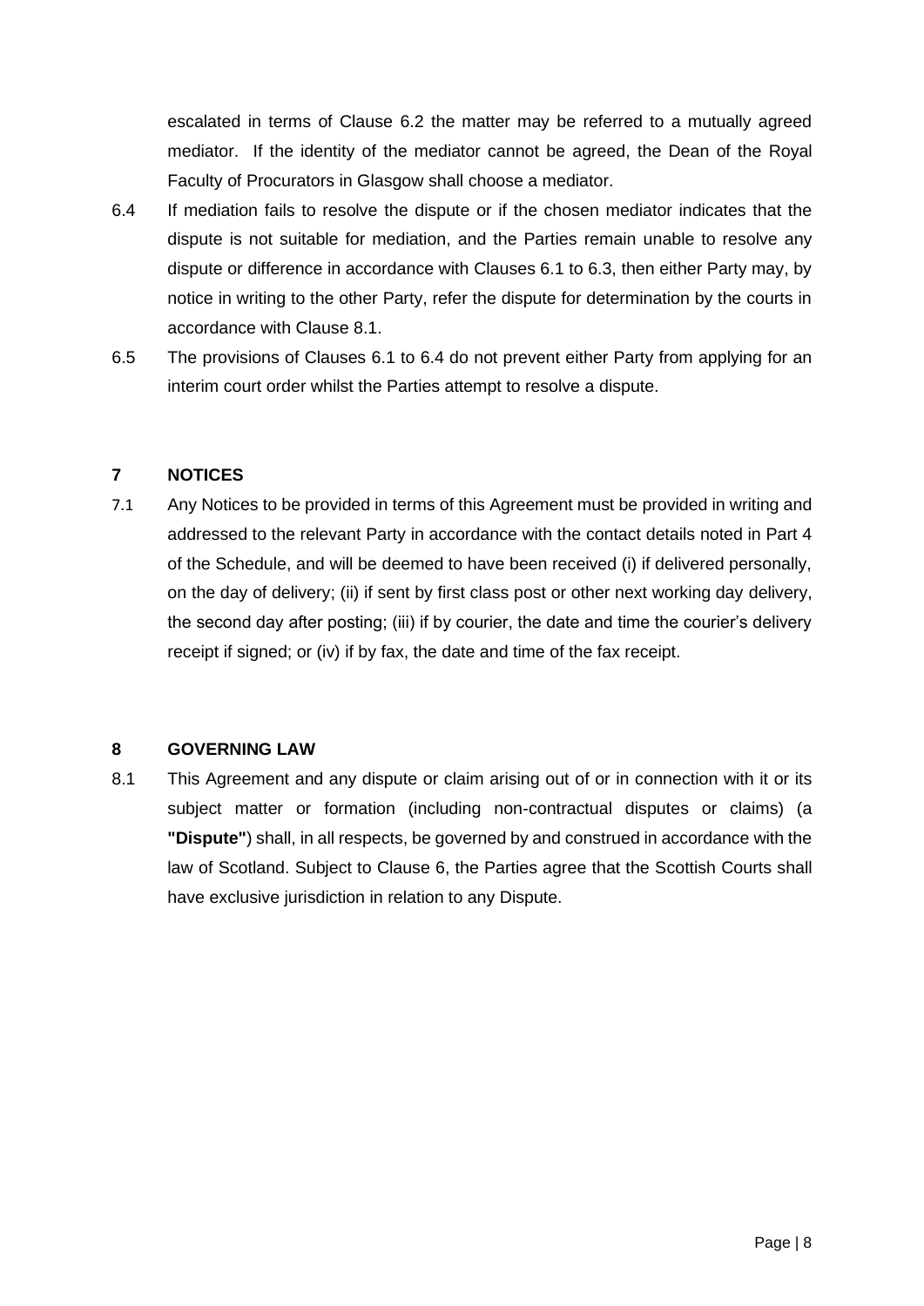escalated in terms of Clause 6.2 the matter may be referred to a mutually agreed mediator. If the identity of the mediator cannot be agreed, the Dean of the Royal Faculty of Procurators in Glasgow shall choose a mediator.

6.4 If mediation fails to resolve the dispute or if the chosen mediator indicates that the dispute is not suitable for mediation, and the Parties remain unable to resolve any dispute or difference in accordance with Clauses 6.1 to 6.3, then either Party may, by notice in writing to the other Party, refer the dispute for determination by the courts in accordance with Clause 8.1.

6.5 The provisions of Clauses 6.1 to 6.4 do not prevent either Party from applying for an interim court order whilst the Parties attempt to resolve a dispute.

## 7 NOTICES

7.1 Any Notices to be provided in terms of this Agreement must be provided in writing and addressed to the relevant Party in accordance with the contact details noted in Part 4 of the Schedule, and will be deemed to have been received (i) if delivered personally, on the day of delivery; (ii) if sent by first class post or other next working day delivery, the second day after posting; (iii) if by courier, the date and time the courier's delivery receipt if signed; or (iv) if by fax, the date and time of the fax receipt.

## 8 GOVERNING LAW

8.1 This Agreement and any dispute or claim arising out of or in connection with it or its subject matter or formation (including non-contractual disputes or claims) (a **"Dispute"**) shall, in all respects, be governed by and construed in accordance with the law of Scotland. Subject to Clause 6, the Parties agree that the Scottish Courts shall have exclusive jurisdiction in relation to any Dispute.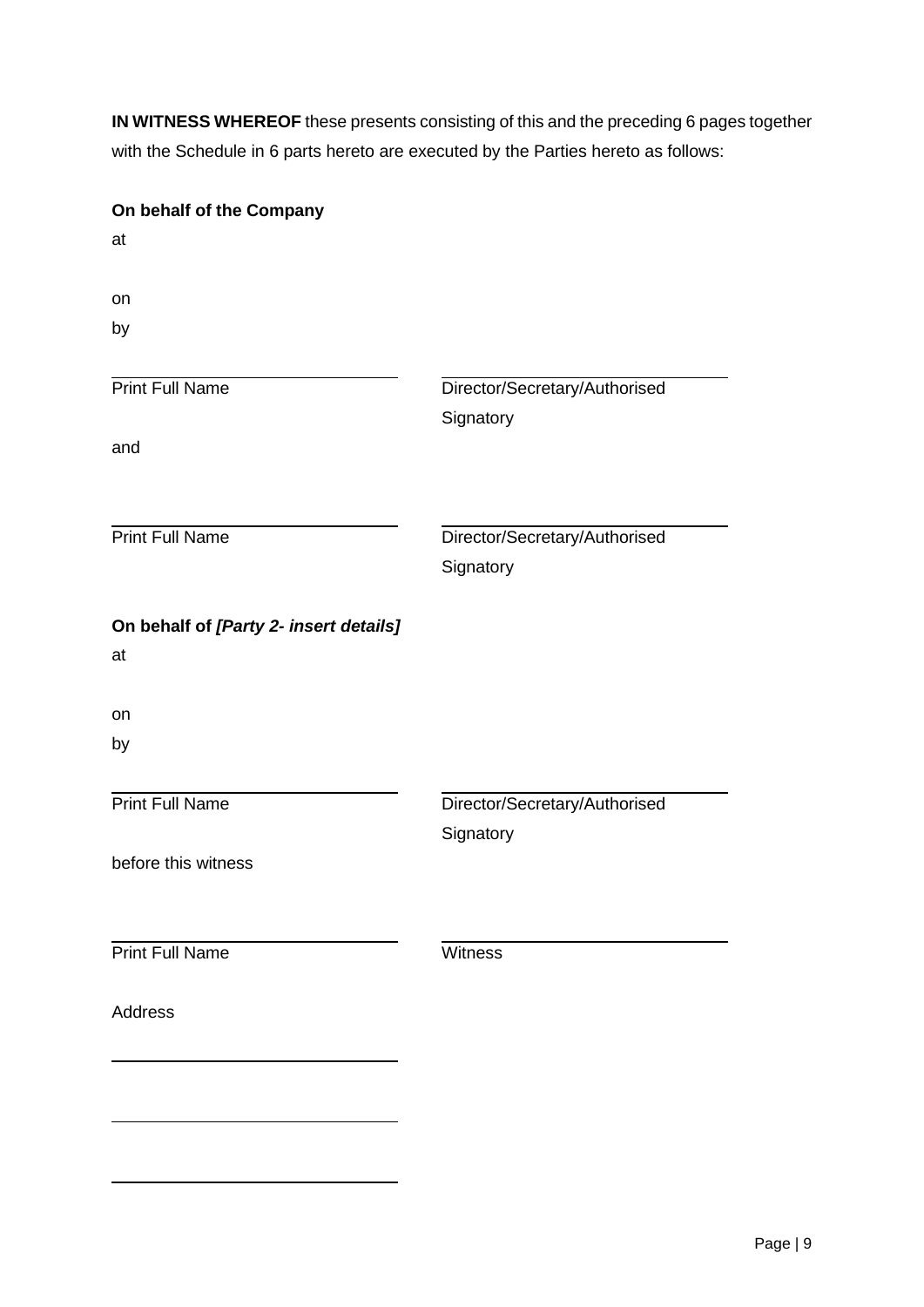**IN WITNESS WHEREOF** these presents consisting of this and the preceding 6 pages together with the Schedule in 6 parts hereto are executed by the Parties hereto as follows:

**On behalf of the Company**

at

on

by

| ______________________ | ______________________ |
|---|---|
| Print Full Name | Director/Secretary/Authorised Signatory |

and

| ______________________ | ______________________ |
|---|---|
| Print Full Name | Director/Secretary/Authorised Signatory |

**On behalf of *[Party 2- insert details]***

at

on

by

| ______________________ | ______________________ |
|---|---|
| Print Full Name | Director/Secretary/Authorised Signatory |

before this witness

| ______________________ | ______________________ |
|---|---|
| Print Full Name | Witness |

Address

______________________

______________________

______________________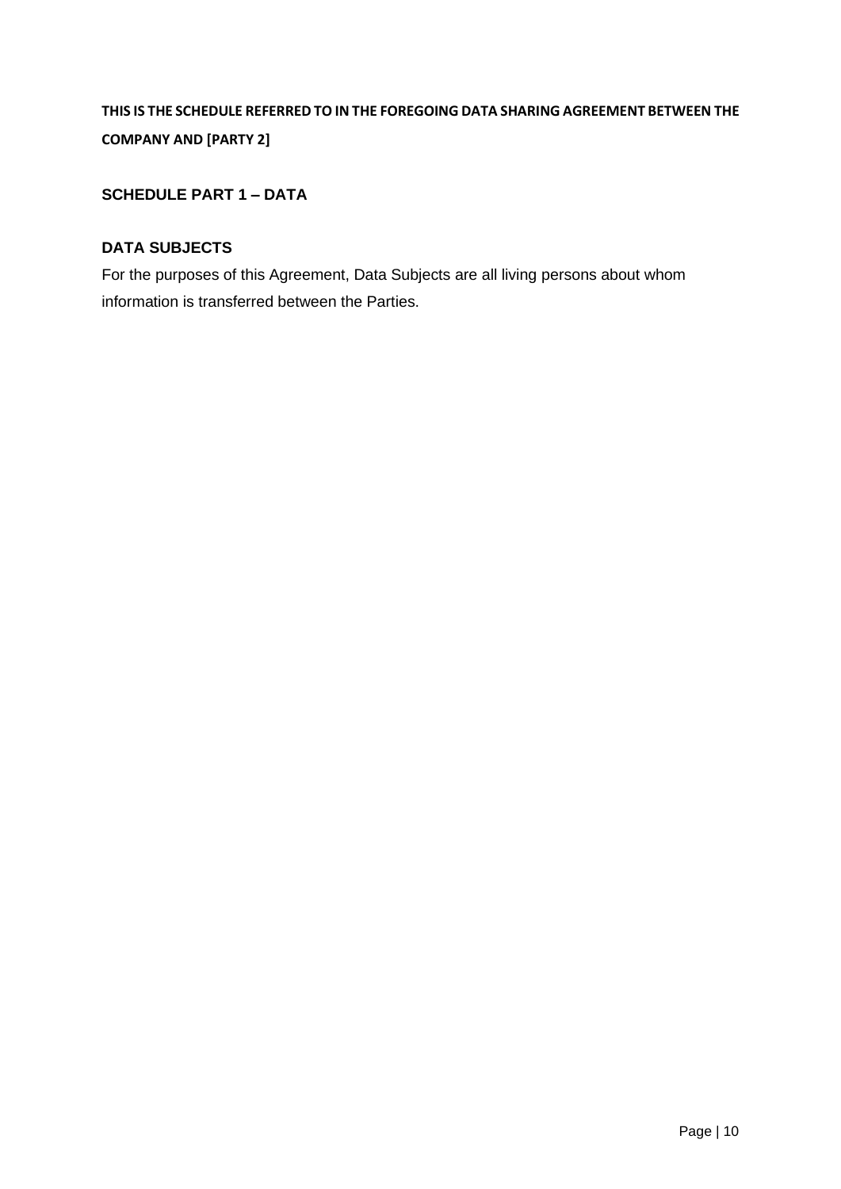**THIS IS THE SCHEDULE REFERRED TO IN THE FOREGOING DATA SHARING AGREEMENT BETWEEN THE COMPANY AND [PARTY 2]**

## SCHEDULE PART 1 – DATA

### DATA SUBJECTS

For the purposes of this Agreement, Data Subjects are all living persons about whom information is transferred between the Parties.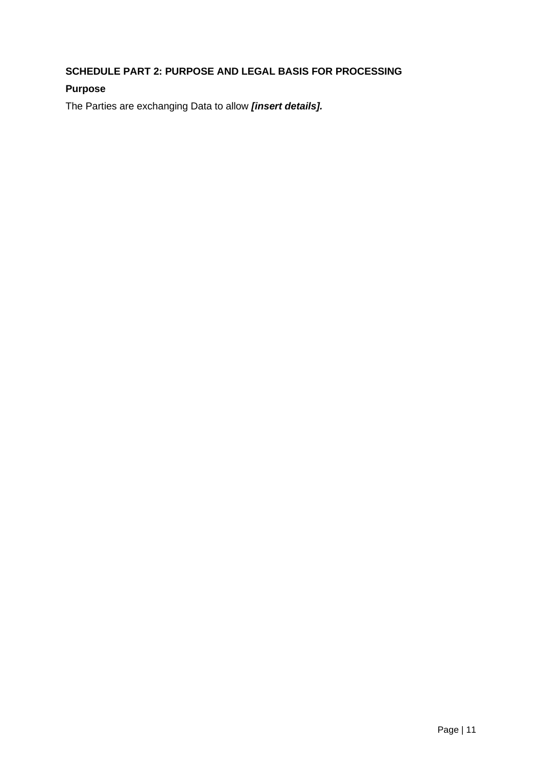## SCHEDULE PART 2: PURPOSE AND LEGAL BASIS FOR PROCESSING

### Purpose

The Parties are exchanging Data to allow ***[insert details].***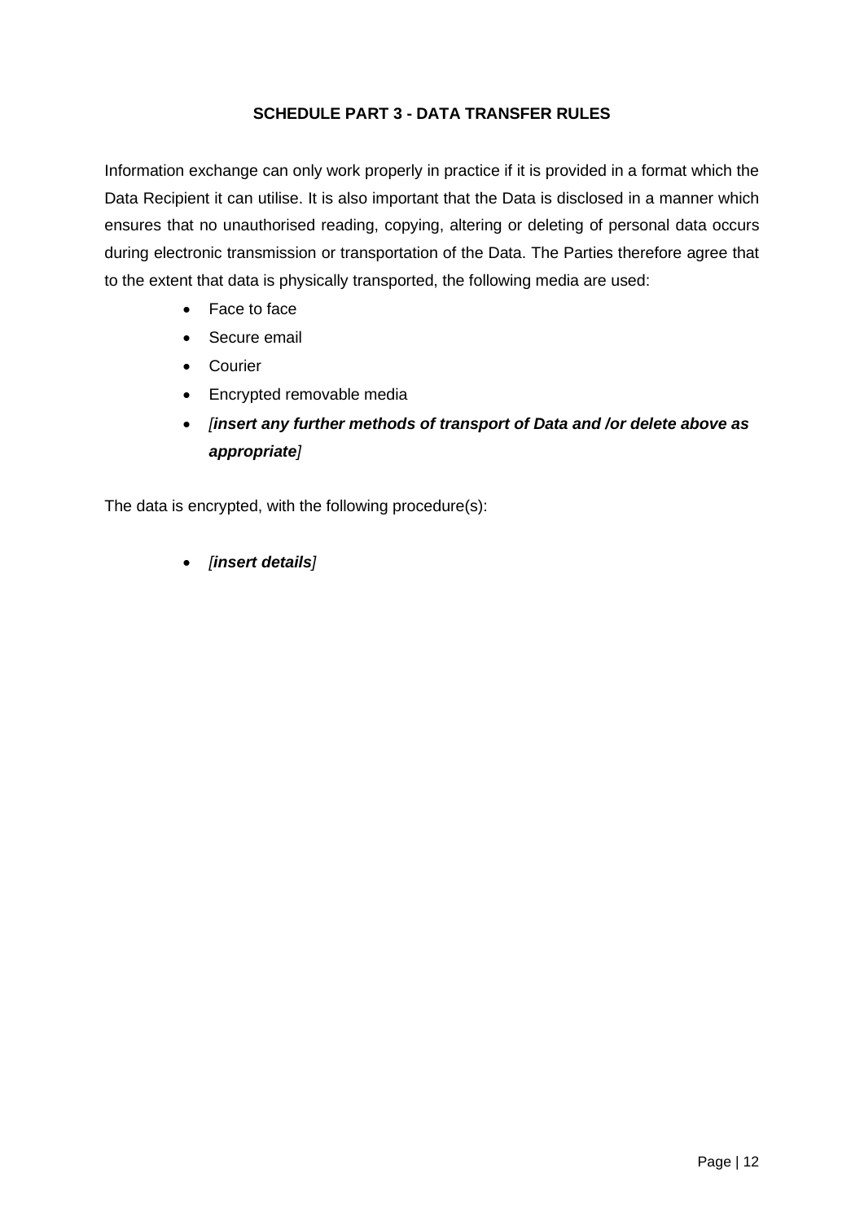## SCHEDULE PART 3 - DATA TRANSFER RULES

Information exchange can only work properly in practice if it is provided in a format which the Data Recipient it can utilise. It is also important that the Data is disclosed in a manner which ensures that no unauthorised reading, copying, altering or deleting of personal data occurs during electronic transmission or transportation of the Data. The Parties therefore agree that to the extent that data is physically transported, the following media are used:

- Face to face
- Secure email
- Courier
- Encrypted removable media
- *[**insert any further methods of transport of Data and /or delete above as appropriate**]*

The data is encrypted, with the following procedure(s):

- *[**insert details**]*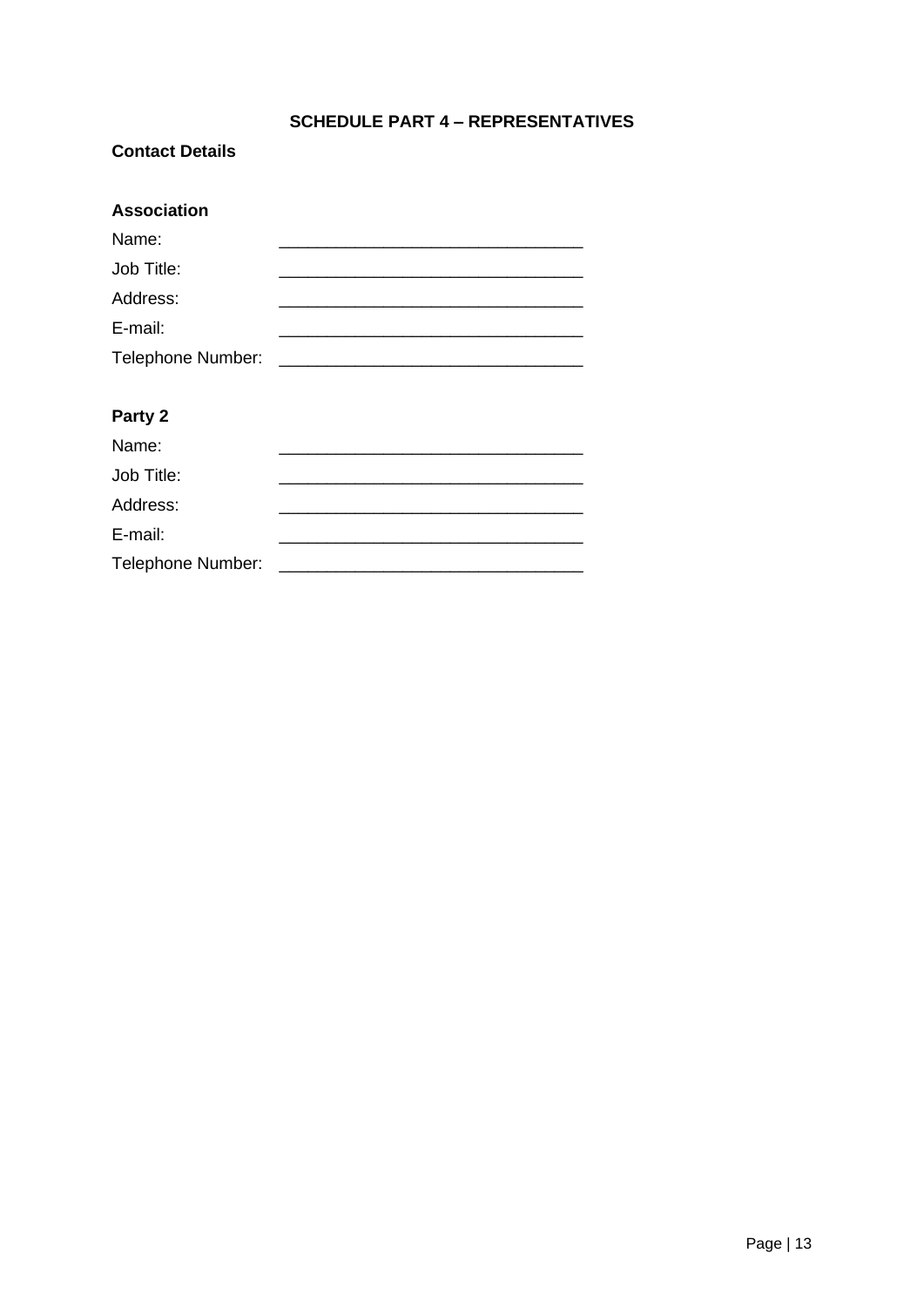## SCHEDULE PART 4 – REPRESENTATIVES

**Contact Details**

**Association**

Name: ________________________________

Job Title: ________________________________

Address: ________________________________

E-mail: ________________________________

Telephone Number: ________________________________

**Party 2**

Name: ________________________________

Job Title: ________________________________

Address: ________________________________

E-mail: ________________________________

Telephone Number: ________________________________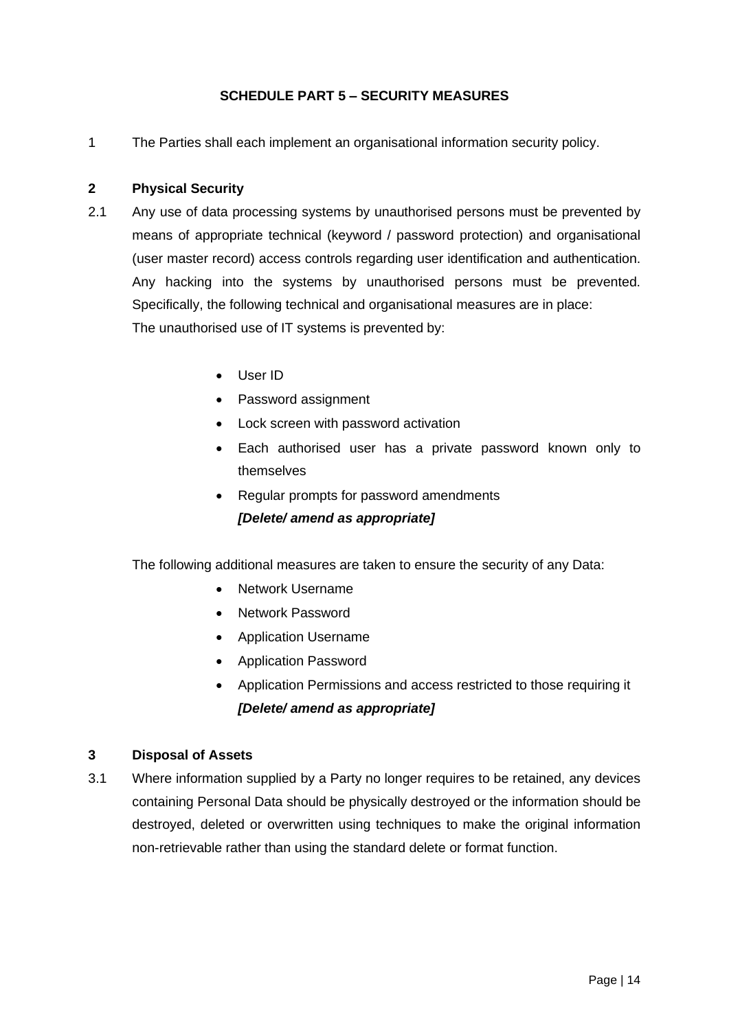**SCHEDULE PART 5 – SECURITY MEASURES**

1 The Parties shall each implement an organisational information security policy.

**2 Physical Security**

2.1 Any use of data processing systems by unauthorised persons must be prevented by means of appropriate technical (keyword / password protection) and organisational (user master record) access controls regarding user identification and authentication. Any hacking into the systems by unauthorised persons must be prevented. Specifically, the following technical and organisational measures are in place:
The unauthorised use of IT systems is prevented by:

- User ID
- Password assignment
- Lock screen with password activation
- Each authorised user has a private password known only to themselves
- Regular prompts for password amendments
  ***[Delete/ amend as appropriate]***

The following additional measures are taken to ensure the security of any Data:

- Network Username
- Network Password
- Application Username
- Application Password
- Application Permissions and access restricted to those requiring it
  ***[Delete/ amend as appropriate]***

**3 Disposal of Assets**

3.1 Where information supplied by a Party no longer requires to be retained, any devices containing Personal Data should be physically destroyed or the information should be destroyed, deleted or overwritten using techniques to make the original information non-retrievable rather than using the standard delete or format function.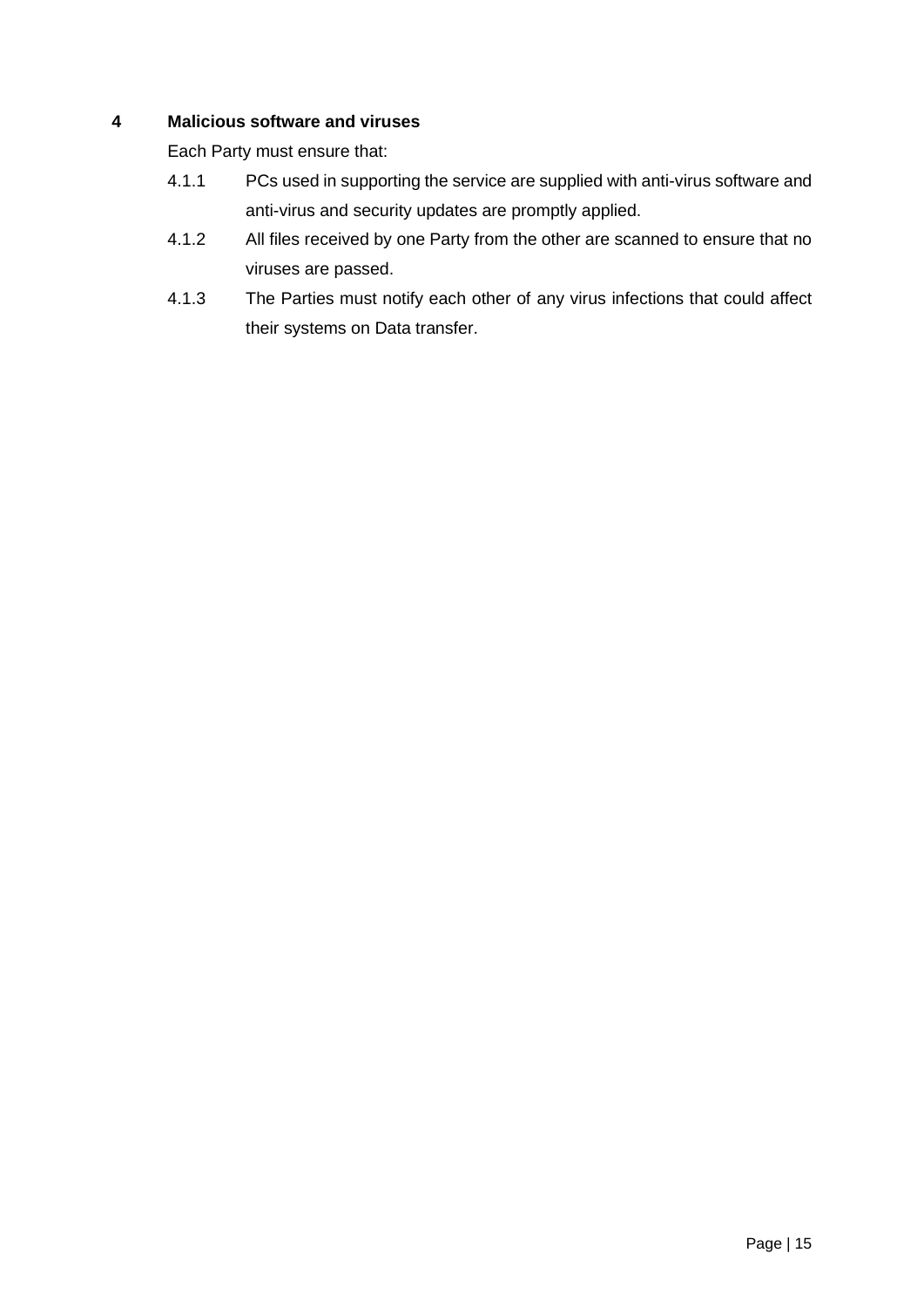## 4 Malicious software and viruses

Each Party must ensure that:

4.1.1 PCs used in supporting the service are supplied with anti-virus software and anti-virus and security updates are promptly applied.

4.1.2 All files received by one Party from the other are scanned to ensure that no viruses are passed.

4.1.3 The Parties must notify each other of any virus infections that could affect their systems on Data transfer.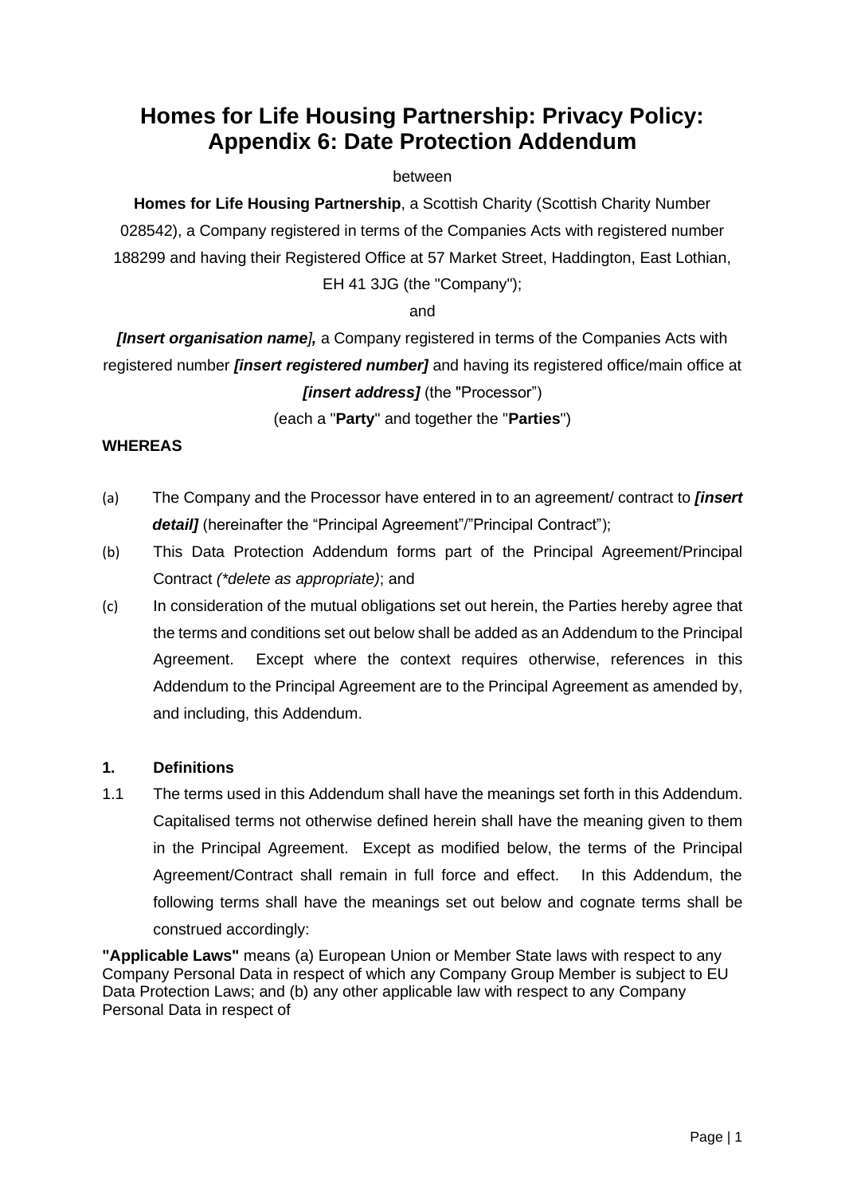# Homes for Life Housing Partnership: Privacy Policy: Appendix 6: Date Protection Addendum

between

**Homes for Life Housing Partnership**, a Scottish Charity (Scottish Charity Number 028542), a Company registered in terms of the Companies Acts with registered number 188299 and having their Registered Office at 57 Market Street, Haddington, East Lothian, EH 41 3JG (the "Company");

and

***[Insert organisation name],*** a Company registered in terms of the Companies Acts with registered number ***[insert registered number]*** and having its registered office/main office at ***[insert address]*** (the "Processor")

(each a "**Party**" and together the "**Parties**")

**WHEREAS**

(a) The Company and the Processor have entered in to an agreement/ contract to ***[insert detail]*** (hereinafter the "Principal Agreement"/"Principal Contract");

(b) This Data Protection Addendum forms part of the Principal Agreement/Principal Contract *(\*delete as appropriate)*; and

(c) In consideration of the mutual obligations set out herein, the Parties hereby agree that the terms and conditions set out below shall be added as an Addendum to the Principal Agreement. Except where the context requires otherwise, references in this Addendum to the Principal Agreement are to the Principal Agreement as amended by, and including, this Addendum.

**1. Definitions**

1.1 The terms used in this Addendum shall have the meanings set forth in this Addendum. Capitalised terms not otherwise defined herein shall have the meaning given to them in the Principal Agreement. Except as modified below, the terms of the Principal Agreement/Contract shall remain in full force and effect. In this Addendum, the following terms shall have the meanings set out below and cognate terms shall be construed accordingly:

**"Applicable Laws"** means (a) European Union or Member State laws with respect to any Company Personal Data in respect of which any Company Group Member is subject to EU Data Protection Laws; and (b) any other applicable law with respect to any Company Personal Data in respect of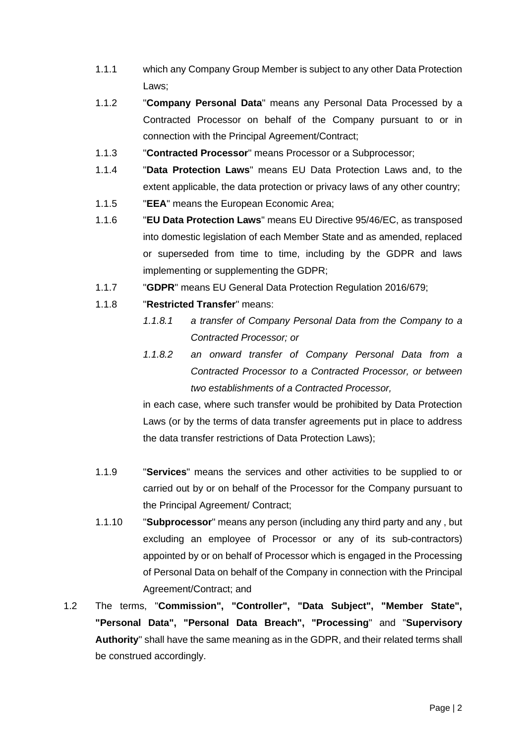1.1.1 which any Company Group Member is subject to any other Data Protection Laws;

1.1.2 "**Company Personal Data**" means any Personal Data Processed by a Contracted Processor on behalf of the Company pursuant to or in connection with the Principal Agreement/Contract;

1.1.3 "**Contracted Processor**" means Processor or a Subprocessor;

1.1.4 "**Data Protection Laws**" means EU Data Protection Laws and, to the extent applicable, the data protection or privacy laws of any other country;

1.1.5 "**EEA**" means the European Economic Area;

1.1.6 "**EU Data Protection Laws**" means EU Directive 95/46/EC, as transposed into domestic legislation of each Member State and as amended, replaced or superseded from time to time, including by the GDPR and laws implementing or supplementing the GDPR;

1.1.7 "**GDPR**" means EU General Data Protection Regulation 2016/679;

1.1.8 "**Restricted Transfer**" means:

*1.1.8.1 a transfer of Company Personal Data from the Company to a Contracted Processor; or*

*1.1.8.2 an onward transfer of Company Personal Data from a Contracted Processor to a Contracted Processor, or between two establishments of a Contracted Processor,*

in each case, where such transfer would be prohibited by Data Protection Laws (or by the terms of data transfer agreements put in place to address the data transfer restrictions of Data Protection Laws);

1.1.9 "**Services**" means the services and other activities to be supplied to or carried out by or on behalf of the Processor for the Company pursuant to the Principal Agreement/ Contract;

1.1.10 "**Subprocessor**" means any person (including any third party and any , but excluding an employee of Processor or any of its sub-contractors) appointed by or on behalf of Processor which is engaged in the Processing of Personal Data on behalf of the Company in connection with the Principal Agreement/Contract; and

1.2 The terms, "**Commission", "Controller", "Data Subject", "Member State", "Personal Data", "Personal Data Breach", "Processing**" and "**Supervisory Authority**" shall have the same meaning as in the GDPR, and their related terms shall be construed accordingly.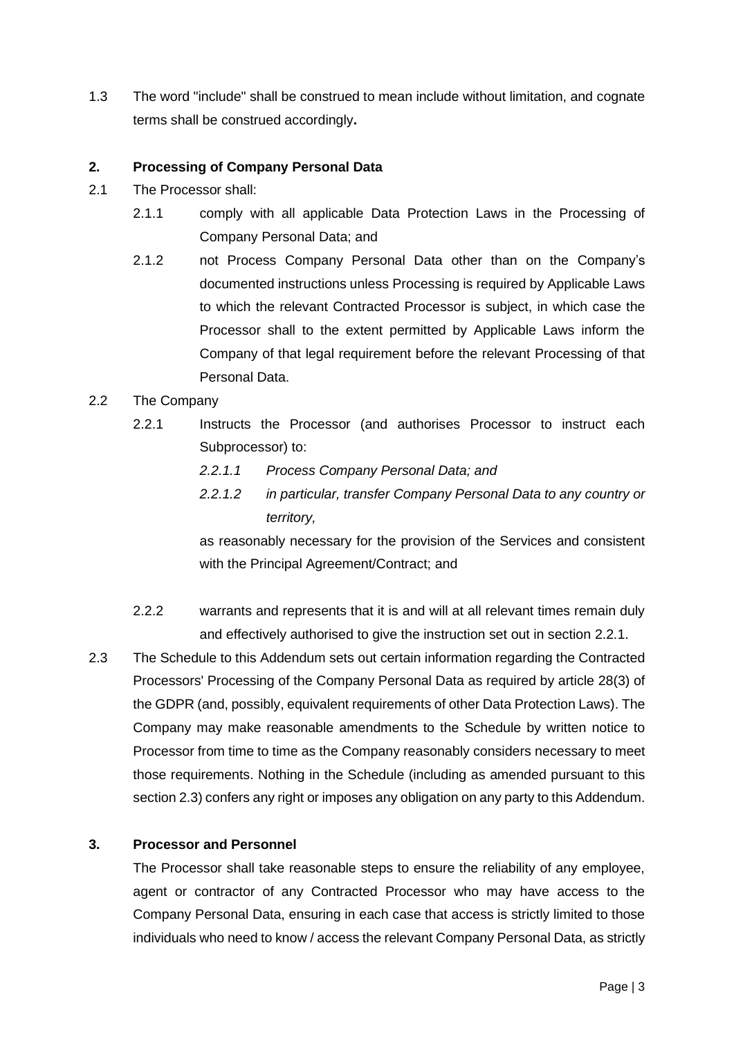1.3 The word "include" shall be construed to mean include without limitation, and cognate terms shall be construed accordingly**.**

## 2. Processing of Company Personal Data

2.1 The Processor shall:

2.1.1 comply with all applicable Data Protection Laws in the Processing of Company Personal Data; and

2.1.2 not Process Company Personal Data other than on the Company's documented instructions unless Processing is required by Applicable Laws to which the relevant Contracted Processor is subject, in which case the Processor shall to the extent permitted by Applicable Laws inform the Company of that legal requirement before the relevant Processing of that Personal Data.

2.2 The Company

2.2.1 Instructs the Processor (and authorises Processor to instruct each Subprocessor) to:

*2.2.1.1 Process Company Personal Data; and*

*2.2.1.2 in particular, transfer Company Personal Data to any country or territory,*

as reasonably necessary for the provision of the Services and consistent with the Principal Agreement/Contract; and

2.2.2 warrants and represents that it is and will at all relevant times remain duly and effectively authorised to give the instruction set out in section 2.2.1.

2.3 The Schedule to this Addendum sets out certain information regarding the Contracted Processors' Processing of the Company Personal Data as required by article 28(3) of the GDPR (and, possibly, equivalent requirements of other Data Protection Laws). The Company may make reasonable amendments to the Schedule by written notice to Processor from time to time as the Company reasonably considers necessary to meet those requirements. Nothing in the Schedule (including as amended pursuant to this section 2.3) confers any right or imposes any obligation on any party to this Addendum.

## 3. Processor and Personnel

The Processor shall take reasonable steps to ensure the reliability of any employee, agent or contractor of any Contracted Processor who may have access to the Company Personal Data, ensuring in each case that access is strictly limited to those individuals who need to know / access the relevant Company Personal Data, as strictly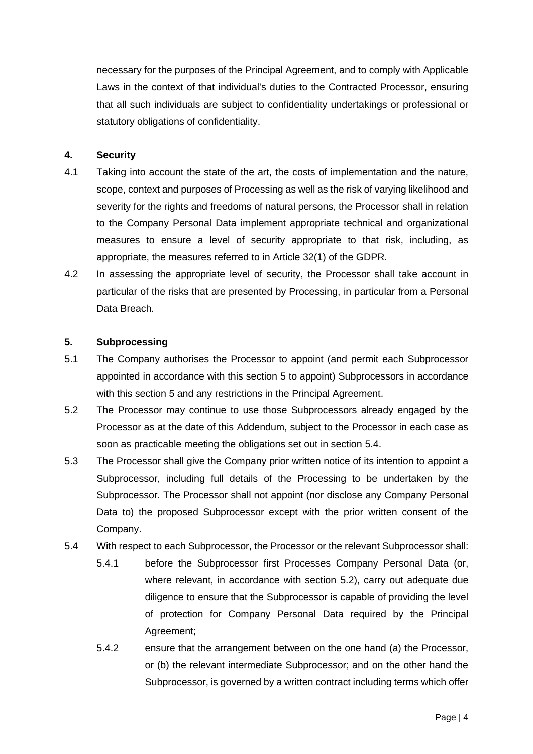necessary for the purposes of the Principal Agreement, and to comply with Applicable Laws in the context of that individual's duties to the Contracted Processor, ensuring that all such individuals are subject to confidentiality undertakings or professional or statutory obligations of confidentiality.

**4. Security**

4.1 Taking into account the state of the art, the costs of implementation and the nature, scope, context and purposes of Processing as well as the risk of varying likelihood and severity for the rights and freedoms of natural persons, the Processor shall in relation to the Company Personal Data implement appropriate technical and organizational measures to ensure a level of security appropriate to that risk, including, as appropriate, the measures referred to in Article 32(1) of the GDPR.

4.2 In assessing the appropriate level of security, the Processor shall take account in particular of the risks that are presented by Processing, in particular from a Personal Data Breach.

**5. Subprocessing**

5.1 The Company authorises the Processor to appoint (and permit each Subprocessor appointed in accordance with this section 5 to appoint) Subprocessors in accordance with this section 5 and any restrictions in the Principal Agreement.

5.2 The Processor may continue to use those Subprocessors already engaged by the Processor as at the date of this Addendum, subject to the Processor in each case as soon as practicable meeting the obligations set out in section 5.4.

5.3 The Processor shall give the Company prior written notice of its intention to appoint a Subprocessor, including full details of the Processing to be undertaken by the Subprocessor. The Processor shall not appoint (nor disclose any Company Personal Data to) the proposed Subprocessor except with the prior written consent of the Company.

5.4 With respect to each Subprocessor, the Processor or the relevant Subprocessor shall:

5.4.1 before the Subprocessor first Processes Company Personal Data (or, where relevant, in accordance with section 5.2), carry out adequate due diligence to ensure that the Subprocessor is capable of providing the level of protection for Company Personal Data required by the Principal Agreement;

5.4.2 ensure that the arrangement between on the one hand (a) the Processor, or (b) the relevant intermediate Subprocessor; and on the other hand the Subprocessor, is governed by a written contract including terms which offer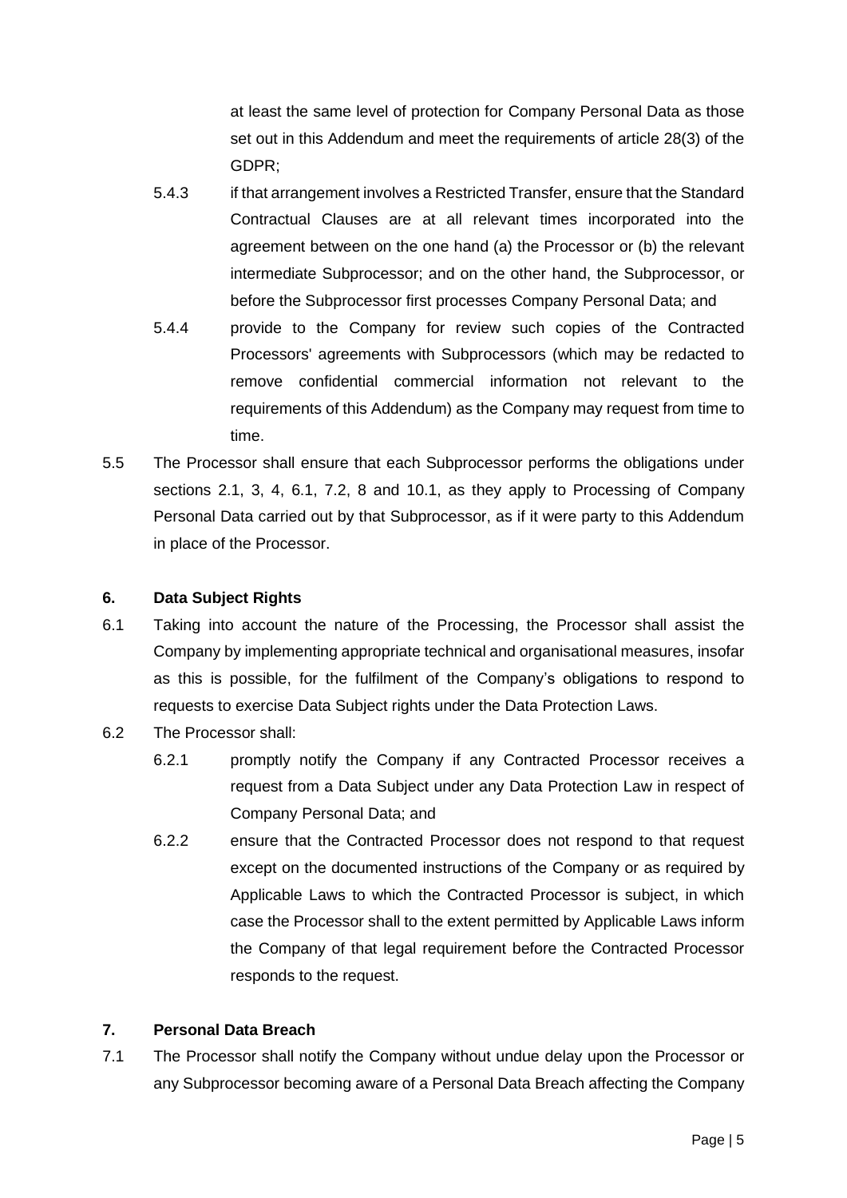at least the same level of protection for Company Personal Data as those set out in this Addendum and meet the requirements of article 28(3) of the GDPR;

5.4.3 if that arrangement involves a Restricted Transfer, ensure that the Standard Contractual Clauses are at all relevant times incorporated into the agreement between on the one hand (a) the Processor or (b) the relevant intermediate Subprocessor; and on the other hand, the Subprocessor, or before the Subprocessor first processes Company Personal Data; and

5.4.4 provide to the Company for review such copies of the Contracted Processors' agreements with Subprocessors (which may be redacted to remove confidential commercial information not relevant to the requirements of this Addendum) as the Company may request from time to time.

5.5 The Processor shall ensure that each Subprocessor performs the obligations under sections 2.1, 3, 4, 6.1, 7.2, 8 and 10.1, as they apply to Processing of Company Personal Data carried out by that Subprocessor, as if it were party to this Addendum in place of the Processor.

**6. Data Subject Rights**

6.1 Taking into account the nature of the Processing, the Processor shall assist the Company by implementing appropriate technical and organisational measures, insofar as this is possible, for the fulfilment of the Company's obligations to respond to requests to exercise Data Subject rights under the Data Protection Laws.

6.2 The Processor shall:

6.2.1 promptly notify the Company if any Contracted Processor receives a request from a Data Subject under any Data Protection Law in respect of Company Personal Data; and

6.2.2 ensure that the Contracted Processor does not respond to that request except on the documented instructions of the Company or as required by Applicable Laws to which the Contracted Processor is subject, in which case the Processor shall to the extent permitted by Applicable Laws inform the Company of that legal requirement before the Contracted Processor responds to the request.

**7. Personal Data Breach**

7.1 The Processor shall notify the Company without undue delay upon the Processor or any Subprocessor becoming aware of a Personal Data Breach affecting the Company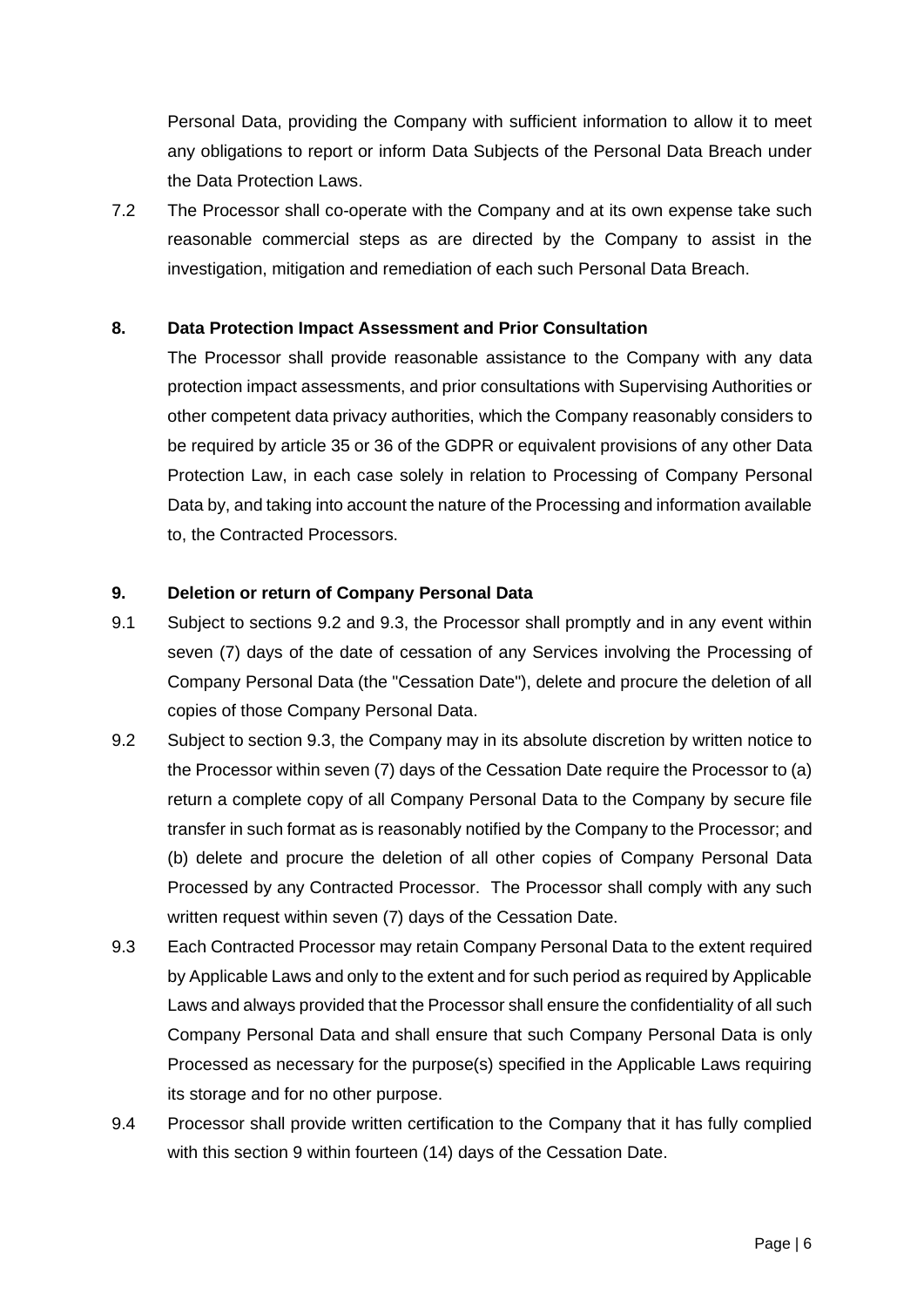Personal Data, providing the Company with sufficient information to allow it to meet any obligations to report or inform Data Subjects of the Personal Data Breach under the Data Protection Laws.

7.2 The Processor shall co-operate with the Company and at its own expense take such reasonable commercial steps as are directed by the Company to assist in the investigation, mitigation and remediation of each such Personal Data Breach.

**8. Data Protection Impact Assessment and Prior Consultation**

The Processor shall provide reasonable assistance to the Company with any data protection impact assessments, and prior consultations with Supervising Authorities or other competent data privacy authorities, which the Company reasonably considers to be required by article 35 or 36 of the GDPR or equivalent provisions of any other Data Protection Law, in each case solely in relation to Processing of Company Personal Data by, and taking into account the nature of the Processing and information available to, the Contracted Processors.

**9. Deletion or return of Company Personal Data**

9.1 Subject to sections 9.2 and 9.3, the Processor shall promptly and in any event within seven (7) days of the date of cessation of any Services involving the Processing of Company Personal Data (the "Cessation Date"), delete and procure the deletion of all copies of those Company Personal Data.

9.2 Subject to section 9.3, the Company may in its absolute discretion by written notice to the Processor within seven (7) days of the Cessation Date require the Processor to (a) return a complete copy of all Company Personal Data to the Company by secure file transfer in such format as is reasonably notified by the Company to the Processor; and (b) delete and procure the deletion of all other copies of Company Personal Data Processed by any Contracted Processor. The Processor shall comply with any such written request within seven (7) days of the Cessation Date.

9.3 Each Contracted Processor may retain Company Personal Data to the extent required by Applicable Laws and only to the extent and for such period as required by Applicable Laws and always provided that the Processor shall ensure the confidentiality of all such Company Personal Data and shall ensure that such Company Personal Data is only Processed as necessary for the purpose(s) specified in the Applicable Laws requiring its storage and for no other purpose.

9.4 Processor shall provide written certification to the Company that it has fully complied with this section 9 within fourteen (14) days of the Cessation Date.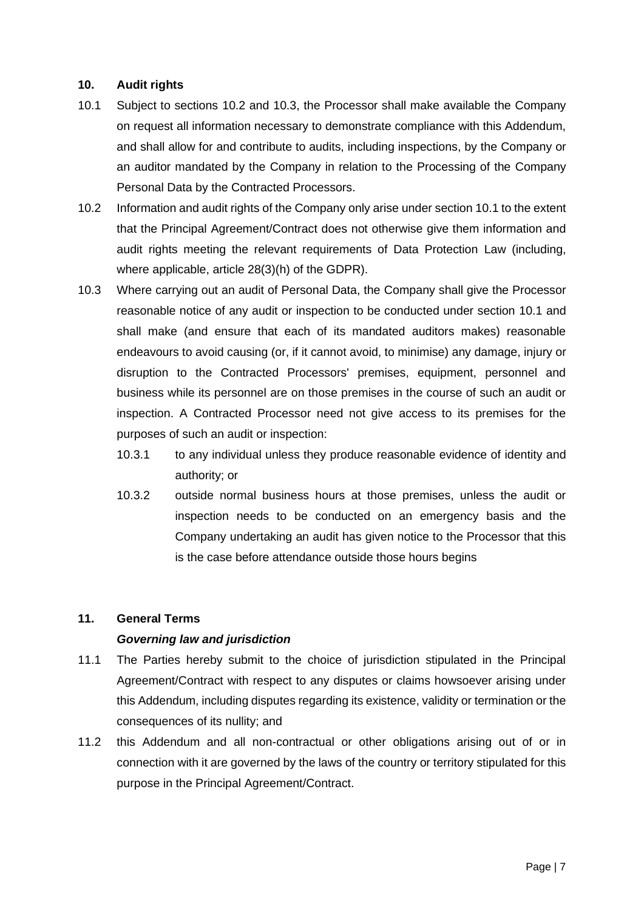## 10. Audit rights

10.1 Subject to sections 10.2 and 10.3, the Processor shall make available the Company on request all information necessary to demonstrate compliance with this Addendum, and shall allow for and contribute to audits, including inspections, by the Company or an auditor mandated by the Company in relation to the Processing of the Company Personal Data by the Contracted Processors.

10.2 Information and audit rights of the Company only arise under section 10.1 to the extent that the Principal Agreement/Contract does not otherwise give them information and audit rights meeting the relevant requirements of Data Protection Law (including, where applicable, article 28(3)(h) of the GDPR).

10.3 Where carrying out an audit of Personal Data, the Company shall give the Processor reasonable notice of any audit or inspection to be conducted under section 10.1 and shall make (and ensure that each of its mandated auditors makes) reasonable endeavours to avoid causing (or, if it cannot avoid, to minimise) any damage, injury or disruption to the Contracted Processors' premises, equipment, personnel and business while its personnel are on those premises in the course of such an audit or inspection. A Contracted Processor need not give access to its premises for the purposes of such an audit or inspection:

- 10.3.1 to any individual unless they produce reasonable evidence of identity and authority; or
- 10.3.2 outside normal business hours at those premises, unless the audit or inspection needs to be conducted on an emergency basis and the Company undertaking an audit has given notice to the Processor that this is the case before attendance outside those hours begins

## 11. General Terms

***Governing law and jurisdiction***

11.1 The Parties hereby submit to the choice of jurisdiction stipulated in the Principal Agreement/Contract with respect to any disputes or claims howsoever arising under this Addendum, including disputes regarding its existence, validity or termination or the consequences of its nullity; and

11.2 this Addendum and all non-contractual or other obligations arising out of or in connection with it are governed by the laws of the country or territory stipulated for this purpose in the Principal Agreement/Contract.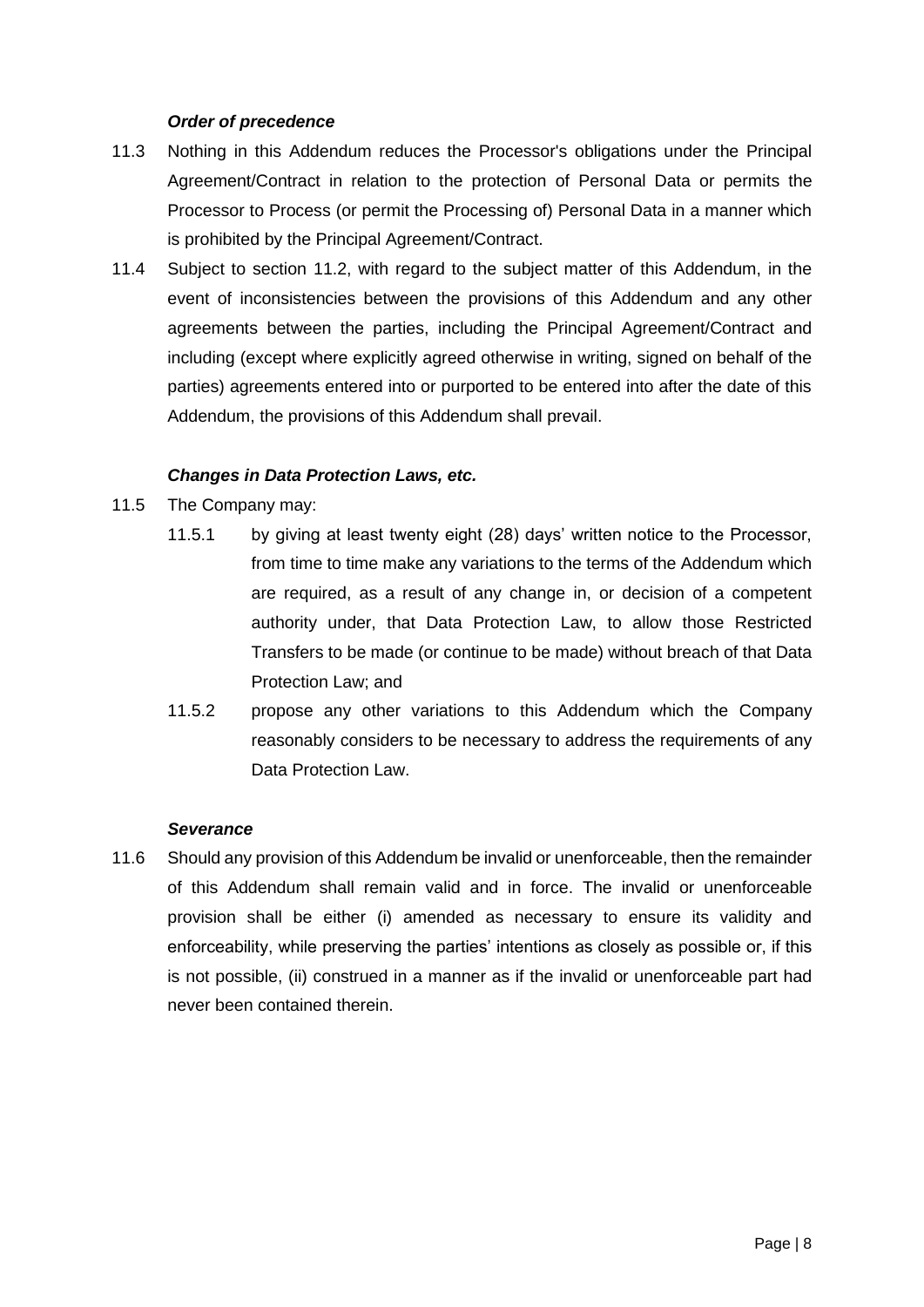***Order of precedence***

11.3 Nothing in this Addendum reduces the Processor's obligations under the Principal Agreement/Contract in relation to the protection of Personal Data or permits the Processor to Process (or permit the Processing of) Personal Data in a manner which is prohibited by the Principal Agreement/Contract.

11.4 Subject to section 11.2, with regard to the subject matter of this Addendum, in the event of inconsistencies between the provisions of this Addendum and any other agreements between the parties, including the Principal Agreement/Contract and including (except where explicitly agreed otherwise in writing, signed on behalf of the parties) agreements entered into or purported to be entered into after the date of this Addendum, the provisions of this Addendum shall prevail.

***Changes in Data Protection Laws, etc.***

11.5 The Company may:

11.5.1 by giving at least twenty eight (28) days' written notice to the Processor, from time to time make any variations to the terms of the Addendum which are required, as a result of any change in, or decision of a competent authority under, that Data Protection Law, to allow those Restricted Transfers to be made (or continue to be made) without breach of that Data Protection Law; and

11.5.2 propose any other variations to this Addendum which the Company reasonably considers to be necessary to address the requirements of any Data Protection Law.

***Severance***

11.6 Should any provision of this Addendum be invalid or unenforceable, then the remainder of this Addendum shall remain valid and in force. The invalid or unenforceable provision shall be either (i) amended as necessary to ensure its validity and enforceability, while preserving the parties' intentions as closely as possible or, if this is not possible, (ii) construed in a manner as if the invalid or unenforceable part had never been contained therein.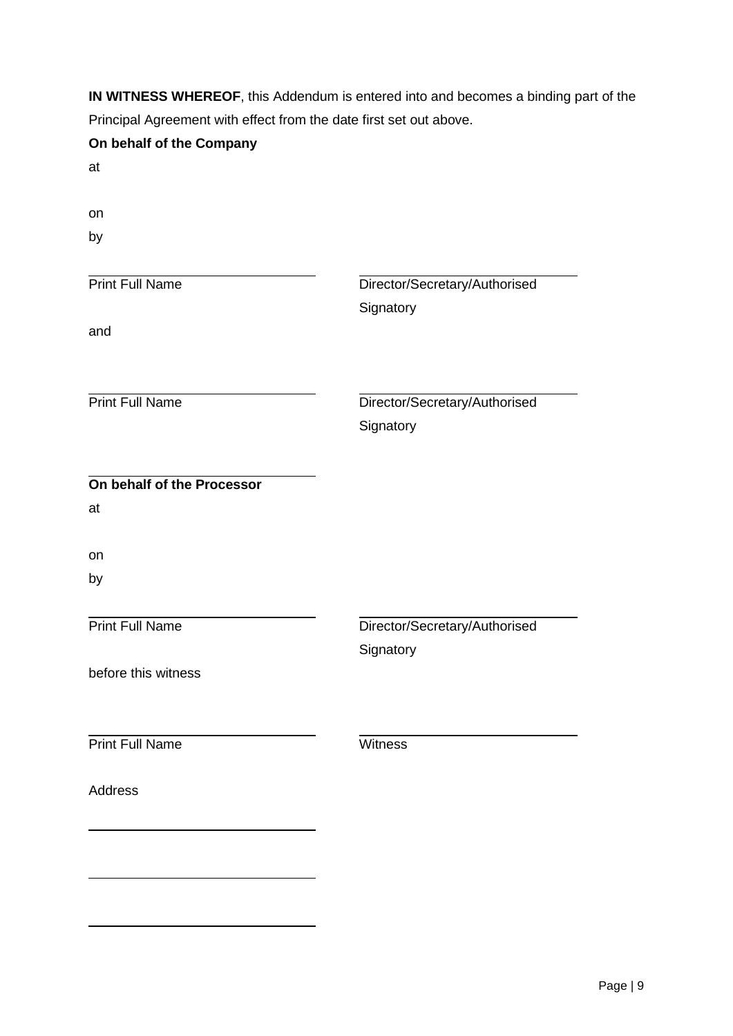**IN WITNESS WHEREOF**, this Addendum is entered into and becomes a binding part of the Principal Agreement with effect from the date first set out above.

**On behalf of the Company**

at

on

by

| \_\_\_\_\_\_\_\_\_\_\_\_\_\_\_\_\_\_\_\_\_\_\_\_\_\_\_\_ | \_\_\_\_\_\_\_\_\_\_\_\_\_\_\_\_\_\_\_\_\_\_\_\_\_\_\_\_ |
|---|---|
| Print Full Name | Director/Secretary/Authorised Signatory |

and

| \_\_\_\_\_\_\_\_\_\_\_\_\_\_\_\_\_\_\_\_\_\_\_\_\_\_\_\_ | \_\_\_\_\_\_\_\_\_\_\_\_\_\_\_\_\_\_\_\_\_\_\_\_\_\_\_\_ |
|---|---|
| Print Full Name | Director/Secretary/Authorised Signatory |

**On behalf of the Processor**

at

on

by

| \_\_\_\_\_\_\_\_\_\_\_\_\_\_\_\_\_\_\_\_\_\_\_\_\_\_\_\_ | \_\_\_\_\_\_\_\_\_\_\_\_\_\_\_\_\_\_\_\_\_\_\_\_\_\_\_\_ |
|---|---|
| Print Full Name | Director/Secretary/Authorised Signatory |

before this witness

| \_\_\_\_\_\_\_\_\_\_\_\_\_\_\_\_\_\_\_\_\_\_\_\_\_\_\_\_ | \_\_\_\_\_\_\_\_\_\_\_\_\_\_\_\_\_\_\_\_\_\_\_\_\_\_\_\_ |
|---|---|
| Print Full Name | Witness |

Address

\_\_\_\_\_\_\_\_\_\_\_\_\_\_\_\_\_\_\_\_\_\_\_\_\_\_\_\_

\_\_\_\_\_\_\_\_\_\_\_\_\_\_\_\_\_\_\_\_\_\_\_\_\_\_\_\_

\_\_\_\_\_\_\_\_\_\_\_\_\_\_\_\_\_\_\_\_\_\_\_\_\_\_\_\_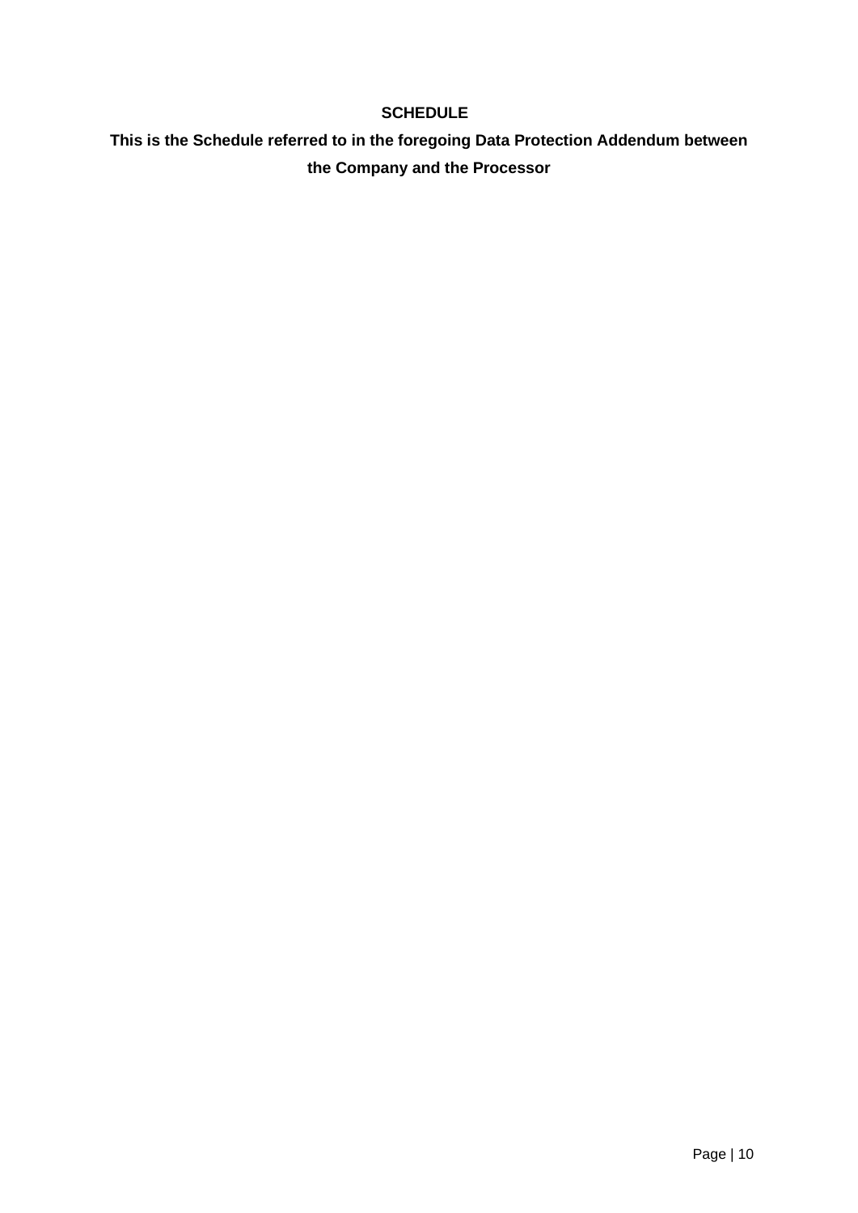# SCHEDULE

**This is the Schedule referred to in the foregoing Data Protection Addendum between the Company and the Processor**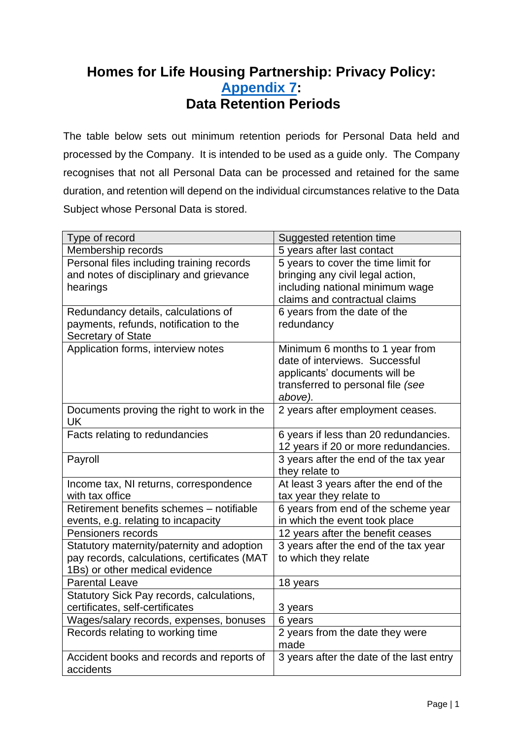# Homes for Life Housing Partnership: Privacy Policy: [Appendix 7](#): Data Retention Periods

The table below sets out minimum retention periods for Personal Data held and processed by the Company. It is intended to be used as a guide only. The Company recognises that not all Personal Data can be processed and retained for the same duration, and retention will depend on the individual circumstances relative to the Data Subject whose Personal Data is stored.

| Type of record | Suggested retention time |
|---|---|
| Membership records | 5 years after last contact |
| Personal files including training records and notes of disciplinary and grievance hearings | 5 years to cover the time limit for bringing any civil legal action, including national minimum wage claims and contractual claims |
| Redundancy details, calculations of payments, refunds, notification to the Secretary of State | 6 years from the date of the redundancy |
| Application forms, interview notes | Minimum 6 months to 1 year from date of interviews. Successful applicants' documents will be transferred to personal file *(see above).* |
| Documents proving the right to work in the UK | 2 years after employment ceases. |
| Facts relating to redundancies | 6 years if less than 20 redundancies. 12 years if 20 or more redundancies. |
| Payroll | 3 years after the end of the tax year they relate to |
| Income tax, NI returns, correspondence with tax office | At least 3 years after the end of the tax year they relate to |
| Retirement benefits schemes – notifiable events, e.g. relating to incapacity | 6 years from end of the scheme year in which the event took place |
| Pensioners records | 12 years after the benefit ceases |
| Statutory maternity/paternity and adoption pay records, calculations, certificates (MAT 1Bs) or other medical evidence | 3 years after the end of the tax year to which they relate |
| Parental Leave | 18 years |
| Statutory Sick Pay records, calculations, certificates, self-certificates | 3 years |
| Wages/salary records, expenses, bonuses | 6 years |
| Records relating to working time | 2 years from the date they were made |
| Accident books and records and reports of accidents | 3 years after the date of the last entry |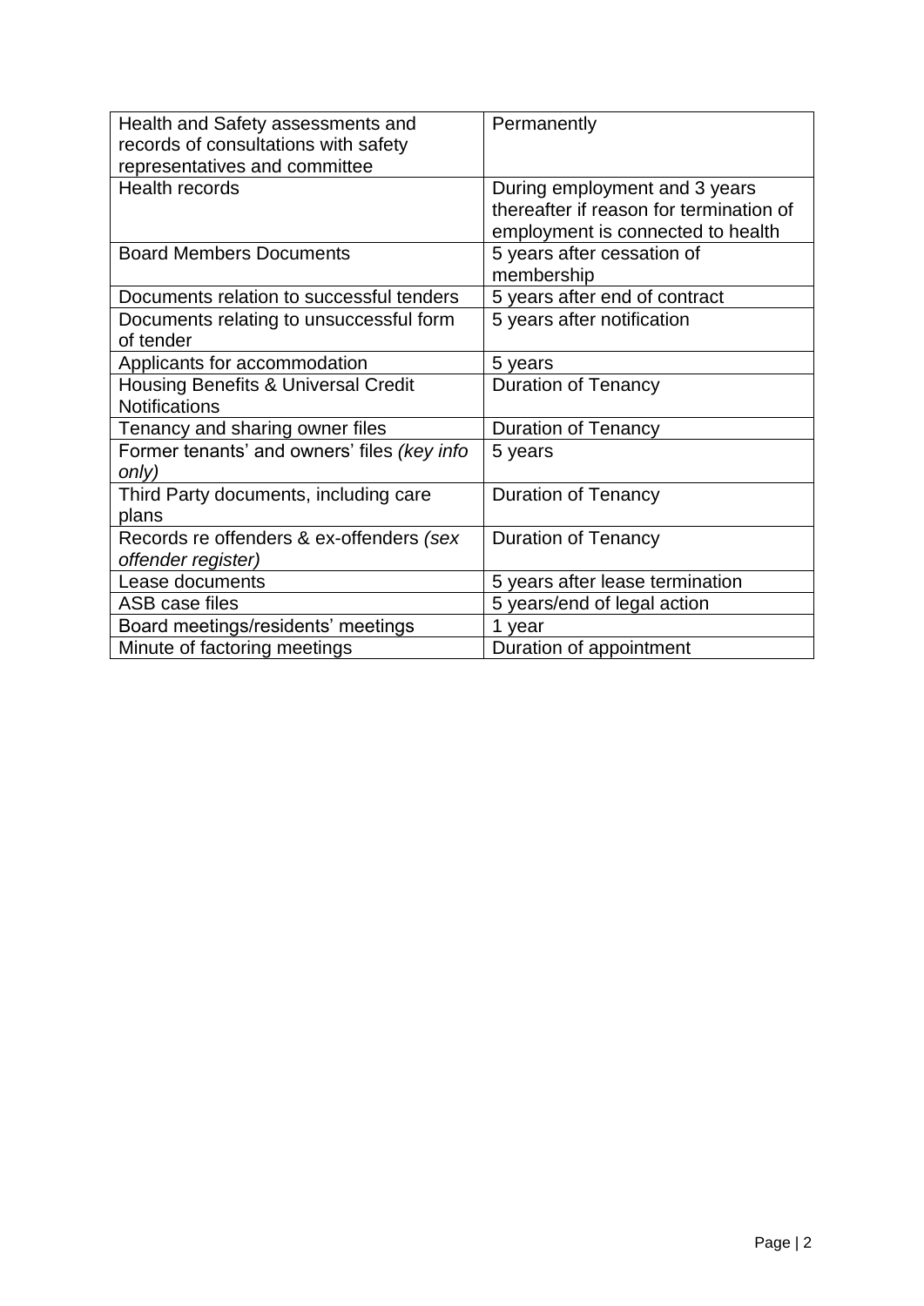| | |
|---|---|
| Health and Safety assessments and records of consultations with safety representatives and committee | Permanently |
| Health records | During employment and 3 years thereafter if reason for termination of employment is connected to health |
| Board Members Documents | 5 years after cessation of membership |
| Documents relation to successful tenders | 5 years after end of contract |
| Documents relating to unsuccessful form of tender | 5 years after notification |
| Applicants for accommodation | 5 years |
| Housing Benefits & Universal Credit Notifications | Duration of Tenancy |
| Tenancy and sharing owner files | Duration of Tenancy |
| Former tenants' and owners' files *(key info only)* | 5 years |
| Third Party documents, including care plans | Duration of Tenancy |
| Records re offenders & ex-offenders *(sex offender register)* | Duration of Tenancy |
| Lease documents | 5 years after lease termination |
| ASB case files | 5 years/end of legal action |
| Board meetings/residents' meetings | 1 year |
| Minute of factoring meetings | Duration of appointment |